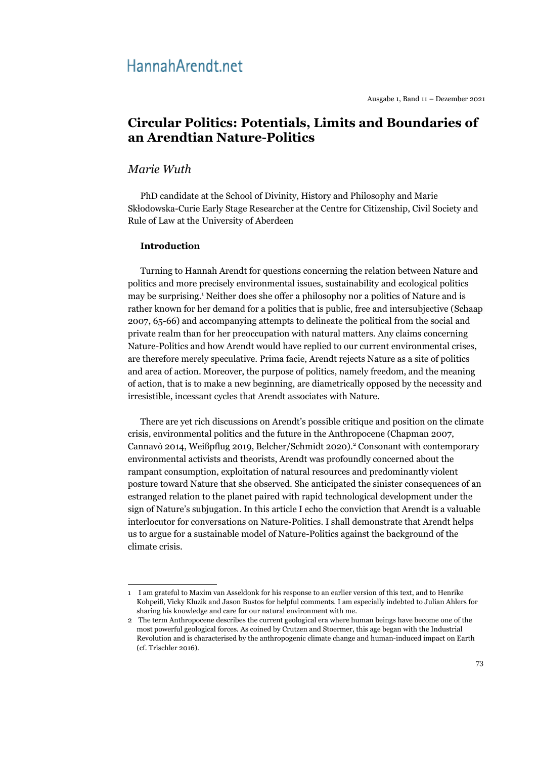# Circular Politics: Potentials, Limits and Boundaries of an Arendtian Nature-Politics

*Marie Wuth*

PhD candidate at the School of Divinity, History and Philosophy and Marie Skłodowska-Curie Early Stage Researcher at the Centre for Citizenship, Civil Society and Rule of Law at the University of Aberdeen

## Introduction

Turning to Hannah Arendt for questions concerning the relation between Nature and politics and more precisely environmental issues, sustainability and ecological politics may be surprising.[1] Neither does she offer a philosophy nor a politics of Nature and is rather known for her demand for a politics that is public, free and intersubjective (Schaap 2007, 65-66) and accompanying attempts to delineate the political from the social and private realm than for her preoccupation with natural matters. Any claims concerning Nature-Politics and how Arendt would have replied to our current environmental crises, are therefore merely speculative. Prima facie, Arendt rejects Nature as a site of politics and area of action. Moreover, the purpose of politics, namely freedom, and the meaning of action, that is to make a new beginning, are diametrically opposed by the necessity and irresistible, incessant cycles that Arendt associates with Nature.

There are yet rich discussions on Arendt's possible critique and position on the climate crisis, environmental politics and the future in the Anthropocene (Chapman 2007, Cannavò 2014, Weißpflug 2019, Belcher/Schmidt 2020).[2] Consonant with contemporary environmental activists and theorists, Arendt was profoundly concerned about the rampant consumption, exploitation of natural resources and predominantly violent posture toward Nature that she observed. She anticipated the sinister consequences of an estranged relation to the planet paired with rapid technological development under the sign of Nature's subjugation. In this article I echo the conviction that Arendt is a valuable interlocutor for conversations on Nature-Politics. I shall demonstrate that Arendt helps us to argue for a sustainable model of Nature-Politics against the background of the climate crisis.

---

1 I am grateful to Maxim van Asseldonk for his response to an earlier version of this text, and to Henrike Kohpeiß, Vicky Kluzik and Jason Bustos for helpful comments. I am especially indebted to Julian Ahlers for sharing his knowledge and care for our natural environment with me.

2 The term Anthropocene describes the current geological era where human beings have become one of the most powerful geological forces. As coined by Crutzen and Stoermer, this age began with the Industrial Revolution and is characterised by the anthropogenic climate change and human-induced impact on Earth (cf. Trischler 2016).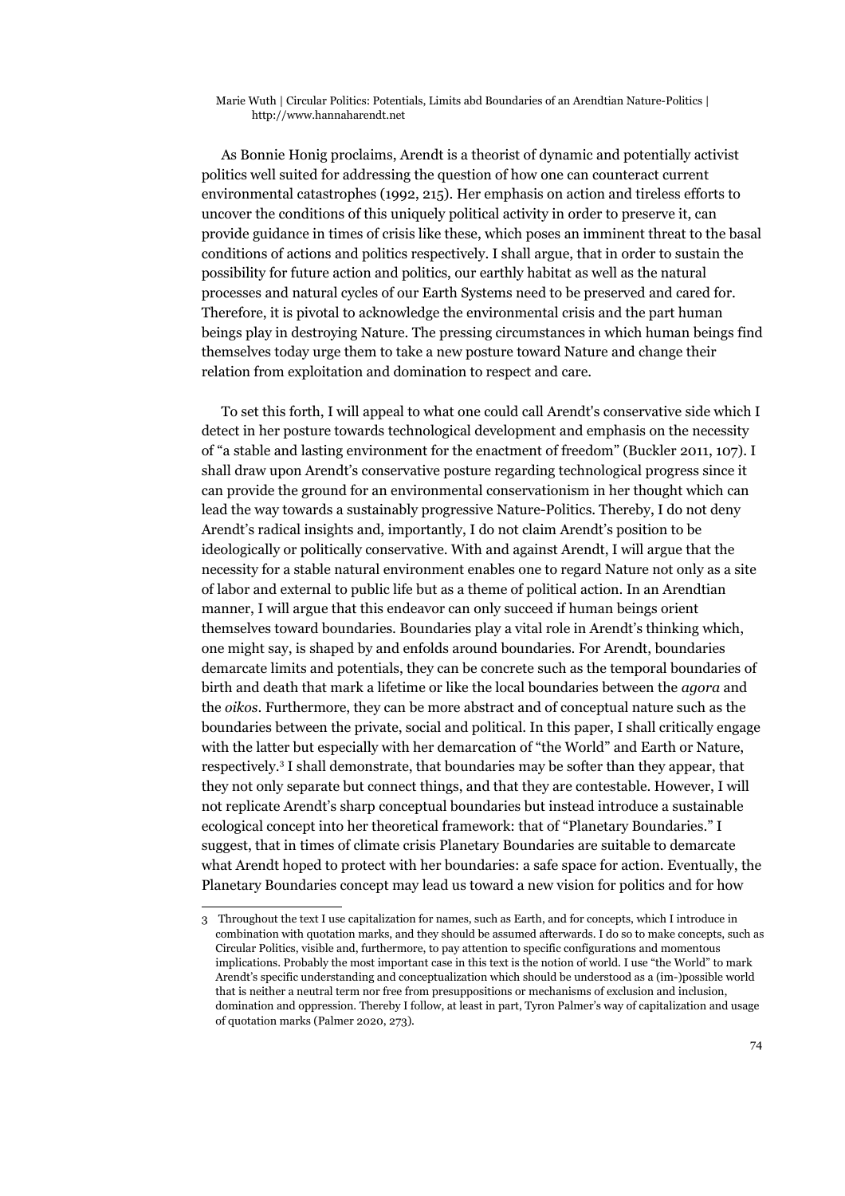As Bonnie Honig proclaims, Arendt is a theorist of dynamic and potentially activist politics well suited for addressing the question of how one can counteract current environmental catastrophes (1992, 215). Her emphasis on action and tireless efforts to uncover the conditions of this uniquely political activity in order to preserve it, can provide guidance in times of crisis like these, which poses an imminent threat to the basal conditions of actions and politics respectively. I shall argue, that in order to sustain the possibility for future action and politics, our earthly habitat as well as the natural processes and natural cycles of our Earth Systems need to be preserved and cared for. Therefore, it is pivotal to acknowledge the environmental crisis and the part human beings play in destroying Nature. The pressing circumstances in which human beings find themselves today urge them to take a new posture toward Nature and change their relation from exploitation and domination to respect and care.

To set this forth, I will appeal to what one could call Arendt's conservative side which I detect in her posture towards technological development and emphasis on the necessity of "a stable and lasting environment for the enactment of freedom" (Buckler 2011, 107). I shall draw upon Arendt's conservative posture regarding technological progress since it can provide the ground for an environmental conservationism in her thought which can lead the way towards a sustainably progressive Nature-Politics. Thereby, I do not deny Arendt's radical insights and, importantly, I do not claim Arendt's position to be ideologically or politically conservative. With and against Arendt, I will argue that the necessity for a stable natural environment enables one to regard Nature not only as a site of labor and external to public life but as a theme of political action. In an Arendtian manner, I will argue that this endeavor can only succeed if human beings orient themselves toward boundaries. Boundaries play a vital role in Arendt's thinking which, one might say, is shaped by and enfolds around boundaries. For Arendt, boundaries demarcate limits and potentials, they can be concrete such as the temporal boundaries of birth and death that mark a lifetime or like the local boundaries between the *agora* and the *oikos*. Furthermore, they can be more abstract and of conceptual nature such as the boundaries between the private, social and political. In this paper, I shall critically engage with the latter but especially with her demarcation of "the World" and Earth or Nature, respectively.[3] I shall demonstrate, that boundaries may be softer than they appear, that they not only separate but connect things, and that they are contestable. However, I will not replicate Arendt's sharp conceptual boundaries but instead introduce a sustainable ecological concept into her theoretical framework: that of "Planetary Boundaries." I suggest, that in times of climate crisis Planetary Boundaries are suitable to demarcate what Arendt hoped to protect with her boundaries: a safe space for action. Eventually, the Planetary Boundaries concept may lead us toward a new vision for politics and for how

3 Throughout the text I use capitalization for names, such as Earth, and for concepts, which I introduce in combination with quotation marks, and they should be assumed afterwards. I do so to make concepts, such as Circular Politics, visible and, furthermore, to pay attention to specific configurations and momentous implications. Probably the most important case in this text is the notion of world. I use "the World" to mark Arendt's specific understanding and conceptualization which should be understood as a (im-)possible world that is neither a neutral term nor free from presuppositions or mechanisms of exclusion and inclusion, domination and oppression. Thereby I follow, at least in part, Tyron Palmer's way of capitalization and usage of quotation marks (Palmer 2020, 273).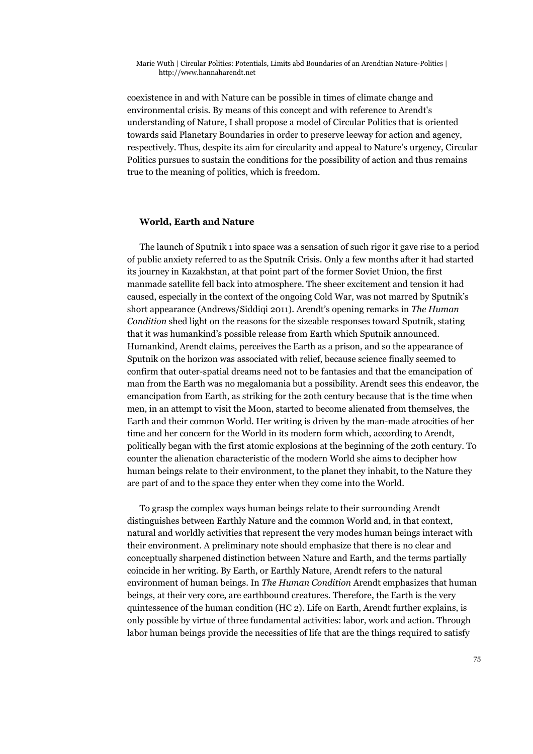coexistence in and with Nature can be possible in times of climate change and environmental crisis. By means of this concept and with reference to Arendt's understanding of Nature, I shall propose a model of Circular Politics that is oriented towards said Planetary Boundaries in order to preserve leeway for action and agency, respectively. Thus, despite its aim for circularity and appeal to Nature's urgency, Circular Politics pursues to sustain the conditions for the possibility of action and thus remains true to the meaning of politics, which is freedom.

## World, Earth and Nature

The launch of Sputnik 1 into space was a sensation of such rigor it gave rise to a period of public anxiety referred to as the Sputnik Crisis. Only a few months after it had started its journey in Kazakhstan, at that point part of the former Soviet Union, the first manmade satellite fell back into atmosphere. The sheer excitement and tension it had caused, especially in the context of the ongoing Cold War, was not marred by Sputnik's short appearance (Andrews/Siddiqi 2011). Arendt's opening remarks in *The Human Condition* shed light on the reasons for the sizeable responses toward Sputnik, stating that it was humankind's possible release from Earth which Sputnik announced. Humankind, Arendt claims, perceives the Earth as a prison, and so the appearance of Sputnik on the horizon was associated with relief, because science finally seemed to confirm that outer-spatial dreams need not to be fantasies and that the emancipation of man from the Earth was no megalomania but a possibility. Arendt sees this endeavor, the emancipation from Earth, as striking for the 20th century because that is the time when men, in an attempt to visit the Moon, started to become alienated from themselves, the Earth and their common World. Her writing is driven by the man-made atrocities of her time and her concern for the World in its modern form which, according to Arendt, politically began with the first atomic explosions at the beginning of the 20th century. To counter the alienation characteristic of the modern World she aims to decipher how human beings relate to their environment, to the planet they inhabit, to the Nature they are part of and to the space they enter when they come into the World.

To grasp the complex ways human beings relate to their surrounding Arendt distinguishes between Earthly Nature and the common World and, in that context, natural and worldly activities that represent the very modes human beings interact with their environment. A preliminary note should emphasize that there is no clear and conceptually sharpened distinction between Nature and Earth, and the terms partially coincide in her writing. By Earth, or Earthly Nature, Arendt refers to the natural environment of human beings. In *The Human Condition* Arendt emphasizes that human beings, at their very core, are earthbound creatures. Therefore, the Earth is the very quintessence of the human condition (HC 2). Life on Earth, Arendt further explains, is only possible by virtue of three fundamental activities: labor, work and action. Through labor human beings provide the necessities of life that are the things required to satisfy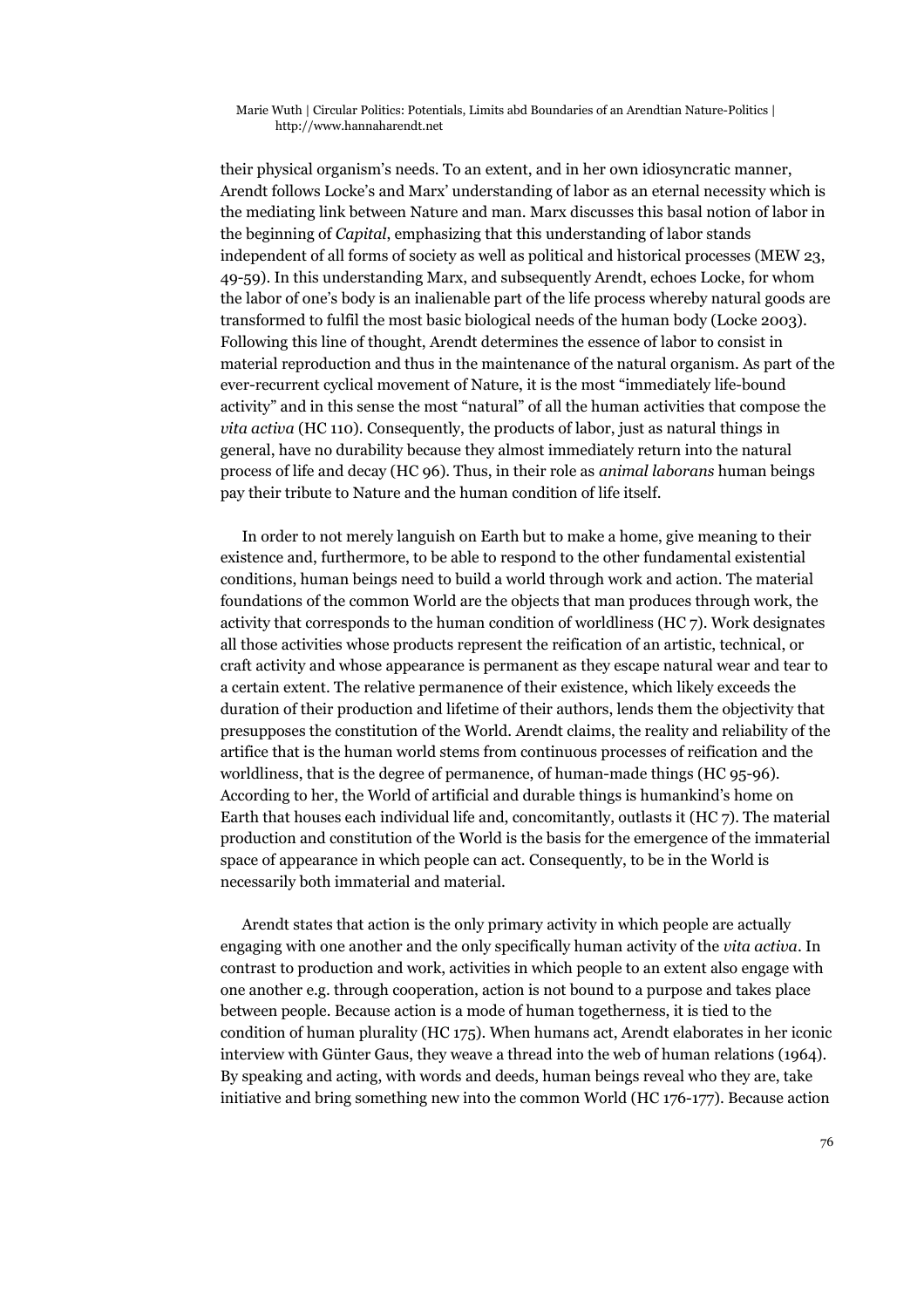their physical organism's needs. To an extent, and in her own idiosyncratic manner, Arendt follows Locke's and Marx' understanding of labor as an eternal necessity which is the mediating link between Nature and man. Marx discusses this basal notion of labor in the beginning of *Capital*, emphasizing that this understanding of labor stands independent of all forms of society as well as political and historical processes (MEW 23, 49-59). In this understanding Marx, and subsequently Arendt, echoes Locke, for whom the labor of one's body is an inalienable part of the life process whereby natural goods are transformed to fulfil the most basic biological needs of the human body (Locke 2003). Following this line of thought, Arendt determines the essence of labor to consist in material reproduction and thus in the maintenance of the natural organism. As part of the ever-recurrent cyclical movement of Nature, it is the most "immediately life-bound activity" and in this sense the most "natural" of all the human activities that compose the *vita activa* (HC 110). Consequently, the products of labor, just as natural things in general, have no durability because they almost immediately return into the natural process of life and decay (HC 96). Thus, in their role as *animal laborans* human beings pay their tribute to Nature and the human condition of life itself.

In order to not merely languish on Earth but to make a home, give meaning to their existence and, furthermore, to be able to respond to the other fundamental existential conditions, human beings need to build a world through work and action. The material foundations of the common World are the objects that man produces through work, the activity that corresponds to the human condition of worldliness (HC 7). Work designates all those activities whose products represent the reification of an artistic, technical, or craft activity and whose appearance is permanent as they escape natural wear and tear to a certain extent. The relative permanence of their existence, which likely exceeds the duration of their production and lifetime of their authors, lends them the objectivity that presupposes the constitution of the World. Arendt claims, the reality and reliability of the artifice that is the human world stems from continuous processes of reification and the worldliness, that is the degree of permanence, of human-made things (HC 95-96). According to her, the World of artificial and durable things is humankind's home on Earth that houses each individual life and, concomitantly, outlasts it (HC 7). The material production and constitution of the World is the basis for the emergence of the immaterial space of appearance in which people can act. Consequently, to be in the World is necessarily both immaterial and material.

Arendt states that action is the only primary activity in which people are actually engaging with one another and the only specifically human activity of the *vita activa*. In contrast to production and work, activities in which people to an extent also engage with one another e.g. through cooperation, action is not bound to a purpose and takes place between people. Because action is a mode of human togetherness, it is tied to the condition of human plurality (HC 175). When humans act, Arendt elaborates in her iconic interview with Günter Gaus, they weave a thread into the web of human relations (1964). By speaking and acting, with words and deeds, human beings reveal who they are, take initiative and bring something new into the common World (HC 176-177). Because action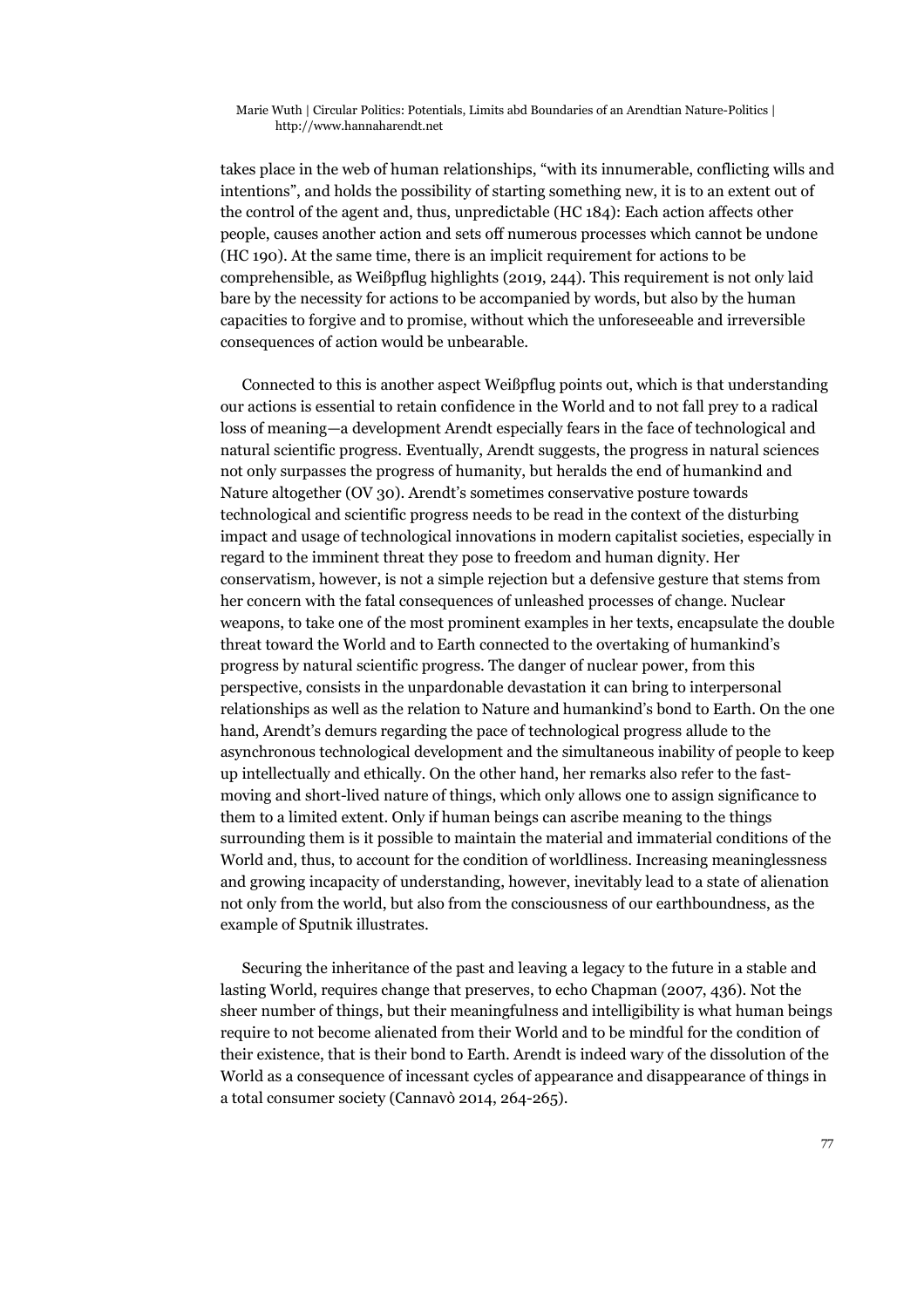takes place in the web of human relationships, "with its innumerable, conflicting wills and intentions", and holds the possibility of starting something new, it is to an extent out of the control of the agent and, thus, unpredictable (HC 184): Each action affects other people, causes another action and sets off numerous processes which cannot be undone (HC 190). At the same time, there is an implicit requirement for actions to be comprehensible, as Weißpflug highlights (2019, 244). This requirement is not only laid bare by the necessity for actions to be accompanied by words, but also by the human capacities to forgive and to promise, without which the unforeseeable and irreversible consequences of action would be unbearable.

Connected to this is another aspect Weißpflug points out, which is that understanding our actions is essential to retain confidence in the World and to not fall prey to a radical loss of meaning—a development Arendt especially fears in the face of technological and natural scientific progress. Eventually, Arendt suggests, the progress in natural sciences not only surpasses the progress of humanity, but heralds the end of humankind and Nature altogether (OV 30). Arendt's sometimes conservative posture towards technological and scientific progress needs to be read in the context of the disturbing impact and usage of technological innovations in modern capitalist societies, especially in regard to the imminent threat they pose to freedom and human dignity. Her conservatism, however, is not a simple rejection but a defensive gesture that stems from her concern with the fatal consequences of unleashed processes of change. Nuclear weapons, to take one of the most prominent examples in her texts, encapsulate the double threat toward the World and to Earth connected to the overtaking of humankind's progress by natural scientific progress. The danger of nuclear power, from this perspective, consists in the unpardonable devastation it can bring to interpersonal relationships as well as the relation to Nature and humankind's bond to Earth. On the one hand, Arendt's demurs regarding the pace of technological progress allude to the asynchronous technological development and the simultaneous inability of people to keep up intellectually and ethically. On the other hand, her remarks also refer to the fast-moving and short-lived nature of things, which only allows one to assign significance to them to a limited extent. Only if human beings can ascribe meaning to the things surrounding them is it possible to maintain the material and immaterial conditions of the World and, thus, to account for the condition of worldliness. Increasing meaninglessness and growing incapacity of understanding, however, inevitably lead to a state of alienation not only from the world, but also from the consciousness of our earthboundness, as the example of Sputnik illustrates.

Securing the inheritance of the past and leaving a legacy to the future in a stable and lasting World, requires change that preserves, to echo Chapman (2007, 436). Not the sheer number of things, but their meaningfulness and intelligibility is what human beings require to not become alienated from their World and to be mindful for the condition of their existence, that is their bond to Earth. Arendt is indeed wary of the dissolution of the World as a consequence of incessant cycles of appearance and disappearance of things in a total consumer society (Cannavò 2014, 264-265).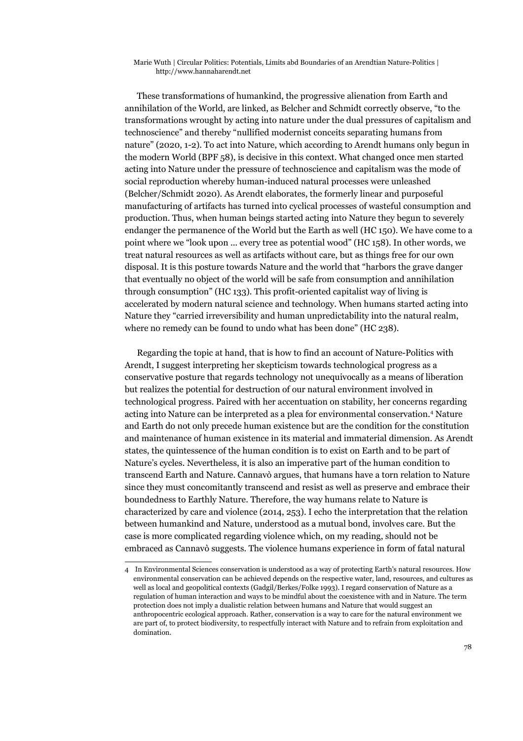These transformations of humankind, the progressive alienation from Earth and annihilation of the World, are linked, as Belcher and Schmidt correctly observe, "to the transformations wrought by acting into nature under the dual pressures of capitalism and technoscience" and thereby "nullified modernist conceits separating humans from nature" (2020, 1-2). To act into Nature, which according to Arendt humans only begun in the modern World (BPF 58), is decisive in this context. What changed once men started acting into Nature under the pressure of technoscience and capitalism was the mode of social reproduction whereby human-induced natural processes were unleashed (Belcher/Schmidt 2020). As Arendt elaborates, the formerly linear and purposeful manufacturing of artifacts has turned into cyclical processes of wasteful consumption and production. Thus, when human beings started acting into Nature they begun to severely endanger the permanence of the World but the Earth as well (HC 150). We have come to a point where we "look upon … every tree as potential wood" (HC 158). In other words, we treat natural resources as well as artifacts without care, but as things free for our own disposal. It is this posture towards Nature and the world that "harbors the grave danger that eventually no object of the world will be safe from consumption and annihilation through consumption" (HC 133). This profit-oriented capitalist way of living is accelerated by modern natural science and technology. When humans started acting into Nature they "carried irreversibility and human unpredictability into the natural realm, where no remedy can be found to undo what has been done" (HC 238).

Regarding the topic at hand, that is how to find an account of Nature-Politics with Arendt, I suggest interpreting her skepticism towards technological progress as a conservative posture that regards technology not unequivocally as a means of liberation but realizes the potential for destruction of our natural environment involved in technological progress. Paired with her accentuation on stability, her concerns regarding acting into Nature can be interpreted as a plea for environmental conservation.[4] Nature and Earth do not only precede human existence but are the condition for the constitution and maintenance of human existence in its material and immaterial dimension. As Arendt states, the quintessence of the human condition is to exist on Earth and to be part of Nature's cycles. Nevertheless, it is also an imperative part of the human condition to transcend Earth and Nature. Cannavò argues, that humans have a torn relation to Nature since they must concomitantly transcend and resist as well as preserve and embrace their boundedness to Earthly Nature. Therefore, the way humans relate to Nature is characterized by care and violence (2014, 253). I echo the interpretation that the relation between humankind and Nature, understood as a mutual bond, involves care. But the case is more complicated regarding violence which, on my reading, should not be embraced as Cannavò suggests. The violence humans experience in form of fatal natural

4 In Environmental Sciences conservation is understood as a way of protecting Earth's natural resources. How environmental conservation can be achieved depends on the respective water, land, resources, and cultures as well as local and geopolitical contexts (Gadgil/Berkes/Folke 1993). I regard conservation of Nature as a regulation of human interaction and ways to be mindful about the coexistence with and in Nature. The term protection does not imply a dualistic relation between humans and Nature that would suggest an anthropocentric ecological approach. Rather, conservation is a way to care for the natural environment we are part of, to protect biodiversity, to respectfully interact with Nature and to refrain from exploitation and domination.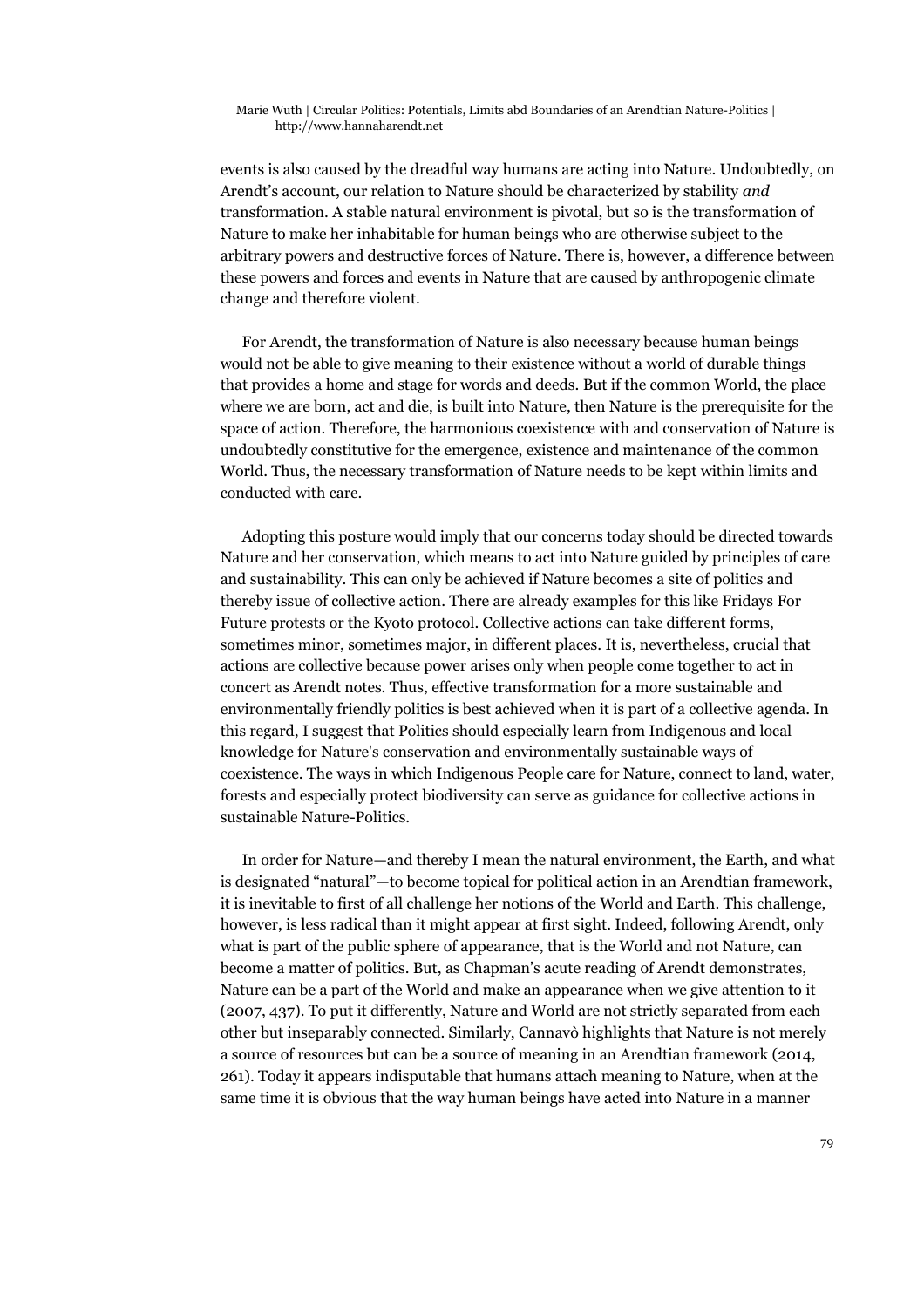events is also caused by the dreadful way humans are acting into Nature. Undoubtedly, on Arendt's account, our relation to Nature should be characterized by stability *and* transformation. A stable natural environment is pivotal, but so is the transformation of Nature to make her inhabitable for human beings who are otherwise subject to the arbitrary powers and destructive forces of Nature. There is, however, a difference between these powers and forces and events in Nature that are caused by anthropogenic climate change and therefore violent.

For Arendt, the transformation of Nature is also necessary because human beings would not be able to give meaning to their existence without a world of durable things that provides a home and stage for words and deeds. But if the common World, the place where we are born, act and die, is built into Nature, then Nature is the prerequisite for the space of action. Therefore, the harmonious coexistence with and conservation of Nature is undoubtedly constitutive for the emergence, existence and maintenance of the common World. Thus, the necessary transformation of Nature needs to be kept within limits and conducted with care.

Adopting this posture would imply that our concerns today should be directed towards Nature and her conservation, which means to act into Nature guided by principles of care and sustainability. This can only be achieved if Nature becomes a site of politics and thereby issue of collective action. There are already examples for this like Fridays For Future protests or the Kyoto protocol. Collective actions can take different forms, sometimes minor, sometimes major, in different places. It is, nevertheless, crucial that actions are collective because power arises only when people come together to act in concert as Arendt notes. Thus, effective transformation for a more sustainable and environmentally friendly politics is best achieved when it is part of a collective agenda. In this regard, I suggest that Politics should especially learn from Indigenous and local knowledge for Nature's conservation and environmentally sustainable ways of coexistence. The ways in which Indigenous People care for Nature, connect to land, water, forests and especially protect biodiversity can serve as guidance for collective actions in sustainable Nature-Politics.

In order for Nature—and thereby I mean the natural environment, the Earth, and what is designated "natural"—to become topical for political action in an Arendtian framework, it is inevitable to first of all challenge her notions of the World and Earth. This challenge, however, is less radical than it might appear at first sight. Indeed, following Arendt, only what is part of the public sphere of appearance, that is the World and not Nature, can become a matter of politics. But, as Chapman's acute reading of Arendt demonstrates, Nature can be a part of the World and make an appearance when we give attention to it (2007, 437). To put it differently, Nature and World are not strictly separated from each other but inseparably connected. Similarly, Cannavò highlights that Nature is not merely a source of resources but can be a source of meaning in an Arendtian framework (2014, 261). Today it appears indisputable that humans attach meaning to Nature, when at the same time it is obvious that the way human beings have acted into Nature in a manner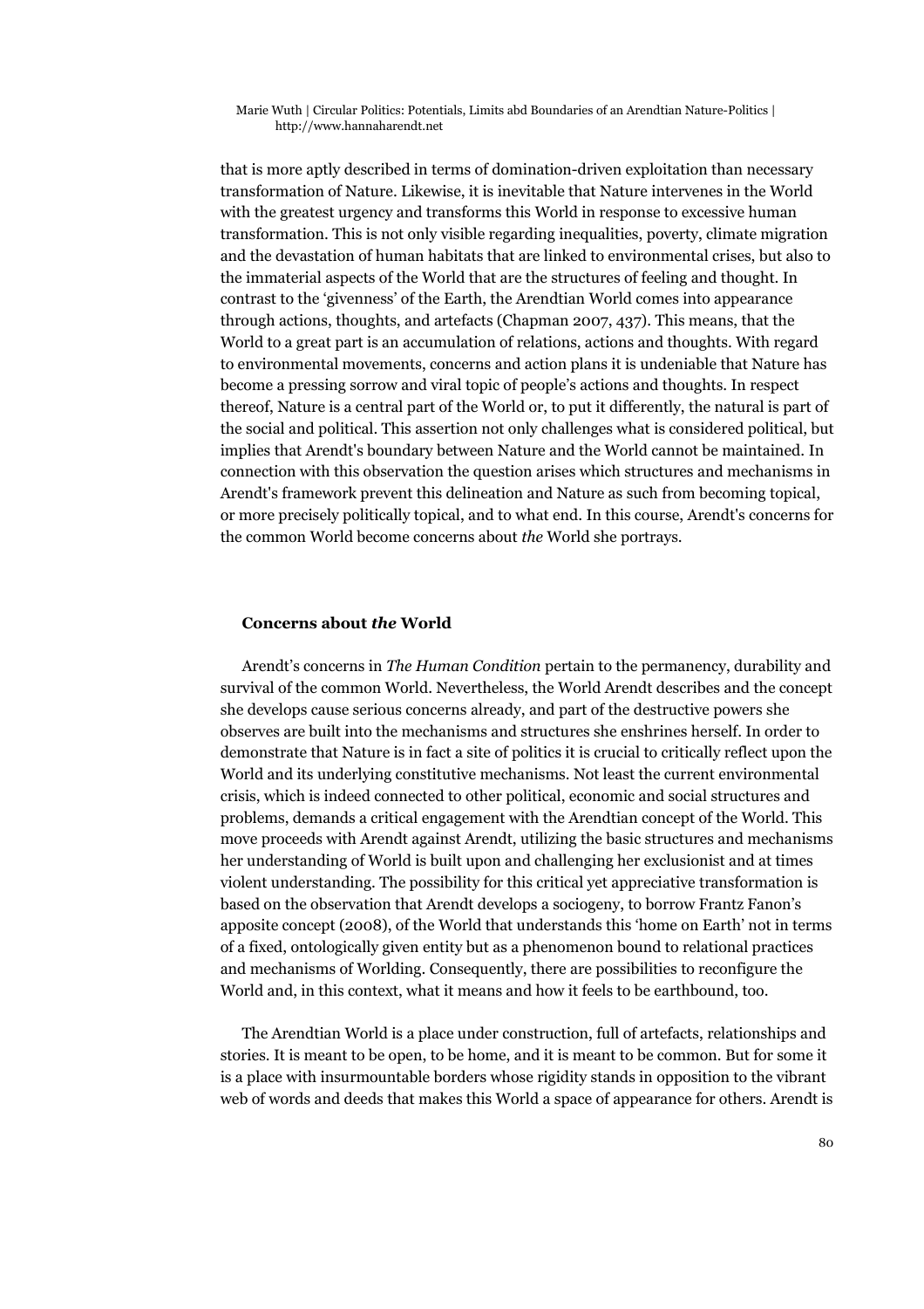that is more aptly described in terms of domination-driven exploitation than necessary transformation of Nature. Likewise, it is inevitable that Nature intervenes in the World with the greatest urgency and transforms this World in response to excessive human transformation. This is not only visible regarding inequalities, poverty, climate migration and the devastation of human habitats that are linked to environmental crises, but also to the immaterial aspects of the World that are the structures of feeling and thought. In contrast to the 'givenness' of the Earth, the Arendtian World comes into appearance through actions, thoughts, and artefacts (Chapman 2007, 437). This means, that the World to a great part is an accumulation of relations, actions and thoughts. With regard to environmental movements, concerns and action plans it is undeniable that Nature has become a pressing sorrow and viral topic of people's actions and thoughts. In respect thereof, Nature is a central part of the World or, to put it differently, the natural is part of the social and political. This assertion not only challenges what is considered political, but implies that Arendt's boundary between Nature and the World cannot be maintained. In connection with this observation the question arises which structures and mechanisms in Arendt's framework prevent this delineation and Nature as such from becoming topical, or more precisely politically topical, and to what end. In this course, Arendt's concerns for the common World become concerns about *the* World she portrays.

## Concerns about *the* World

Arendt's concerns in *The Human Condition* pertain to the permanency, durability and survival of the common World. Nevertheless, the World Arendt describes and the concept she develops cause serious concerns already, and part of the destructive powers she observes are built into the mechanisms and structures she enshrines herself. In order to demonstrate that Nature is in fact a site of politics it is crucial to critically reflect upon the World and its underlying constitutive mechanisms. Not least the current environmental crisis, which is indeed connected to other political, economic and social structures and problems, demands a critical engagement with the Arendtian concept of the World. This move proceeds with Arendt against Arendt, utilizing the basic structures and mechanisms her understanding of World is built upon and challenging her exclusionist and at times violent understanding. The possibility for this critical yet appreciative transformation is based on the observation that Arendt develops a sociogeny, to borrow Frantz Fanon's apposite concept (2008), of the World that understands this 'home on Earth' not in terms of a fixed, ontologically given entity but as a phenomenon bound to relational practices and mechanisms of Worlding. Consequently, there are possibilities to reconfigure the World and, in this context, what it means and how it feels to be earthbound, too.

The Arendtian World is a place under construction, full of artefacts, relationships and stories. It is meant to be open, to be home, and it is meant to be common. But for some it is a place with insurmountable borders whose rigidity stands in opposition to the vibrant web of words and deeds that makes this World a space of appearance for others. Arendt is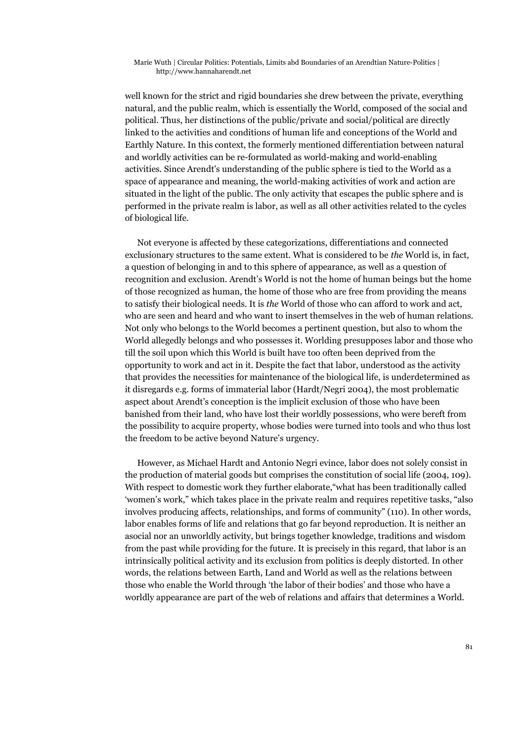well known for the strict and rigid boundaries she drew between the private, everything natural, and the public realm, which is essentially the World, composed of the social and political. Thus, her distinctions of the public/private and social/political are directly linked to the activities and conditions of human life and conceptions of the World and Earthly Nature. In this context, the formerly mentioned differentiation between natural and worldly activities can be re-formulated as world-making and world-enabling activities. Since Arendt's understanding of the public sphere is tied to the World as a space of appearance and meaning, the world-making activities of work and action are situated in the light of the public. The only activity that escapes the public sphere and is performed in the private realm is labor, as well as all other activities related to the cycles of biological life.

Not everyone is affected by these categorizations, differentiations and connected exclusionary structures to the same extent. What is considered to be *the* World is, in fact, a question of belonging in and to this sphere of appearance, as well as a question of recognition and exclusion. Arendt's World is not the home of human beings but the home of those recognized as human, the home of those who are free from providing the means to satisfy their biological needs. It is *the* World of those who can afford to work and act, who are seen and heard and who want to insert themselves in the web of human relations. Not only who belongs to the World becomes a pertinent question, but also to whom the World allegedly belongs and who possesses it. Worlding presupposes labor and those who till the soil upon which this World is built have too often been deprived from the opportunity to work and act in it. Despite the fact that labor, understood as the activity that provides the necessities for maintenance of the biological life, is underdetermined as it disregards e.g. forms of immaterial labor (Hardt/Negri 2004), the most problematic aspect about Arendt's conception is the implicit exclusion of those who have been banished from their land, who have lost their worldly possessions, who were bereft from the possibility to acquire property, whose bodies were turned into tools and who thus lost the freedom to be active beyond Nature's urgency.

However, as Michael Hardt and Antonio Negri evince, labor does not solely consist in the production of material goods but comprises the constitution of social life (2004, 109). With respect to domestic work they further elaborate,"what has been traditionally called 'women's work," which takes place in the private realm and requires repetitive tasks, "also involves producing affects, relationships, and forms of community" (110). In other words, labor enables forms of life and relations that go far beyond reproduction. It is neither an asocial nor an unworldly activity, but brings together knowledge, traditions and wisdom from the past while providing for the future. It is precisely in this regard, that labor is an intrinsically political activity and its exclusion from politics is deeply distorted. In other words, the relations between Earth, Land and World as well as the relations between those who enable the World through 'the labor of their bodies' and those who have a worldly appearance are part of the web of relations and affairs that determines a World.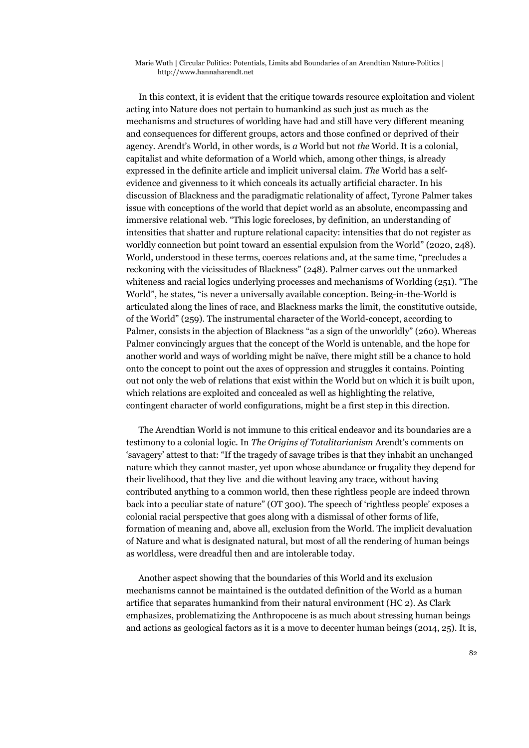In this context, it is evident that the critique towards resource exploitation and violent acting into Nature does not pertain to humankind as such just as much as the mechanisms and structures of worlding have had and still have very different meaning and consequences for different groups, actors and those confined or deprived of their agency. Arendt's World, in other words, is *a* World but not *the* World. It is a colonial, capitalist and white deformation of a World which, among other things, is already expressed in the definite article and implicit universal claim. *The* World has a self-evidence and givenness to it which conceals its actually artificial character. In his discussion of Blackness and the paradigmatic relationality of affect, Tyrone Palmer takes issue with conceptions of the world that depict world as an absolute, encompassing and immersive relational web. "This logic forecloses, by definition, an understanding of intensities that shatter and rupture relational capacity: intensities that do not register as worldly connection but point toward an essential expulsion from the World" (2020, 248). World, understood in these terms, coerces relations and, at the same time, "precludes a reckoning with the vicissitudes of Blackness" (248). Palmer carves out the unmarked whiteness and racial logics underlying processes and mechanisms of Worlding (251). "The World", he states, "is never a universally available conception. Being-in-the-World is articulated along the lines of race, and Blackness marks the limit, the constitutive outside, of the World" (259). The instrumental character of the World-concept, according to Palmer, consists in the abjection of Blackness "as a sign of the unworldly" (260). Whereas Palmer convincingly argues that the concept of the World is untenable, and the hope for another world and ways of worlding might be naïve, there might still be a chance to hold onto the concept to point out the axes of oppression and struggles it contains. Pointing out not only the web of relations that exist within the World but on which it is built upon, which relations are exploited and concealed as well as highlighting the relative, contingent character of world configurations, might be a first step in this direction.

The Arendtian World is not immune to this critical endeavor and its boundaries are a testimony to a colonial logic. In *The Origins of Totalitarianism* Arendt's comments on 'savagery' attest to that: "If the tragedy of savage tribes is that they inhabit an unchanged nature which they cannot master, yet upon whose abundance or frugality they depend for their livelihood, that they live and die without leaving any trace, without having contributed anything to a common world, then these rightless people are indeed thrown back into a peculiar state of nature" (OT 300). The speech of 'rightless people' exposes a colonial racial perspective that goes along with a dismissal of other forms of life, formation of meaning and, above all, exclusion from the World. The implicit devaluation of Nature and what is designated natural, but most of all the rendering of human beings as worldless, were dreadful then and are intolerable today.

Another aspect showing that the boundaries of this World and its exclusion mechanisms cannot be maintained is the outdated definition of the World as a human artifice that separates humankind from their natural environment (HC 2). As Clark emphasizes, problematizing the Anthropocene is as much about stressing human beings and actions as geological factors as it is a move to decenter human beings (2014, 25). It is,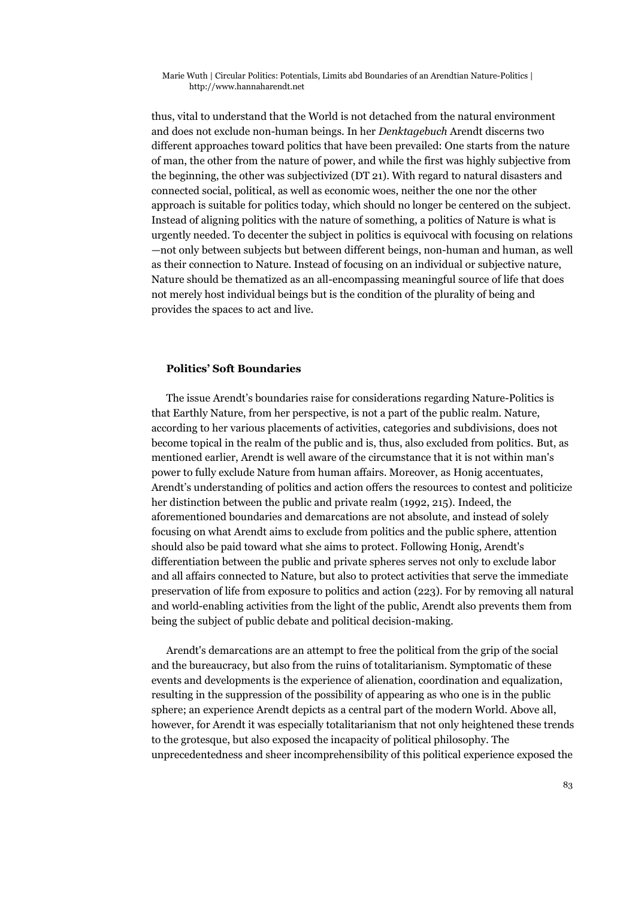thus, vital to understand that the World is not detached from the natural environment and does not exclude non-human beings. In her *Denktagebuch* Arendt discerns two different approaches toward politics that have been prevailed: One starts from the nature of man, the other from the nature of power, and while the first was highly subjective from the beginning, the other was subjectivized (DT 21). With regard to natural disasters and connected social, political, as well as economic woes, neither the one nor the other approach is suitable for politics today, which should no longer be centered on the subject. Instead of aligning politics with the nature of something, a politics of Nature is what is urgently needed. To decenter the subject in politics is equivocal with focusing on relations—not only between subjects but between different beings, non-human and human, as well as their connection to Nature. Instead of focusing on an individual or subjective nature, Nature should be thematized as an all-encompassing meaningful source of life that does not merely host individual beings but is the condition of the plurality of being and provides the spaces to act and live.

### Politics' Soft Boundaries

The issue Arendt's boundaries raise for considerations regarding Nature-Politics is that Earthly Nature, from her perspective, is not a part of the public realm. Nature, according to her various placements of activities, categories and subdivisions, does not become topical in the realm of the public and is, thus, also excluded from politics. But, as mentioned earlier, Arendt is well aware of the circumstance that it is not within man's power to fully exclude Nature from human affairs. Moreover, as Honig accentuates, Arendt's understanding of politics and action offers the resources to contest and politicize her distinction between the public and private realm (1992, 215). Indeed, the aforementioned boundaries and demarcations are not absolute, and instead of solely focusing on what Arendt aims to exclude from politics and the public sphere, attention should also be paid toward what she aims to protect. Following Honig, Arendt's differentiation between the public and private spheres serves not only to exclude labor and all affairs connected to Nature, but also to protect activities that serve the immediate preservation of life from exposure to politics and action (223). For by removing all natural and world-enabling activities from the light of the public, Arendt also prevents them from being the subject of public debate and political decision-making.

Arendt's demarcations are an attempt to free the political from the grip of the social and the bureaucracy, but also from the ruins of totalitarianism. Symptomatic of these events and developments is the experience of alienation, coordination and equalization, resulting in the suppression of the possibility of appearing as who one is in the public sphere; an experience Arendt depicts as a central part of the modern World. Above all, however, for Arendt it was especially totalitarianism that not only heightened these trends to the grotesque, but also exposed the incapacity of political philosophy. The unprecedentedness and sheer incomprehensibility of this political experience exposed the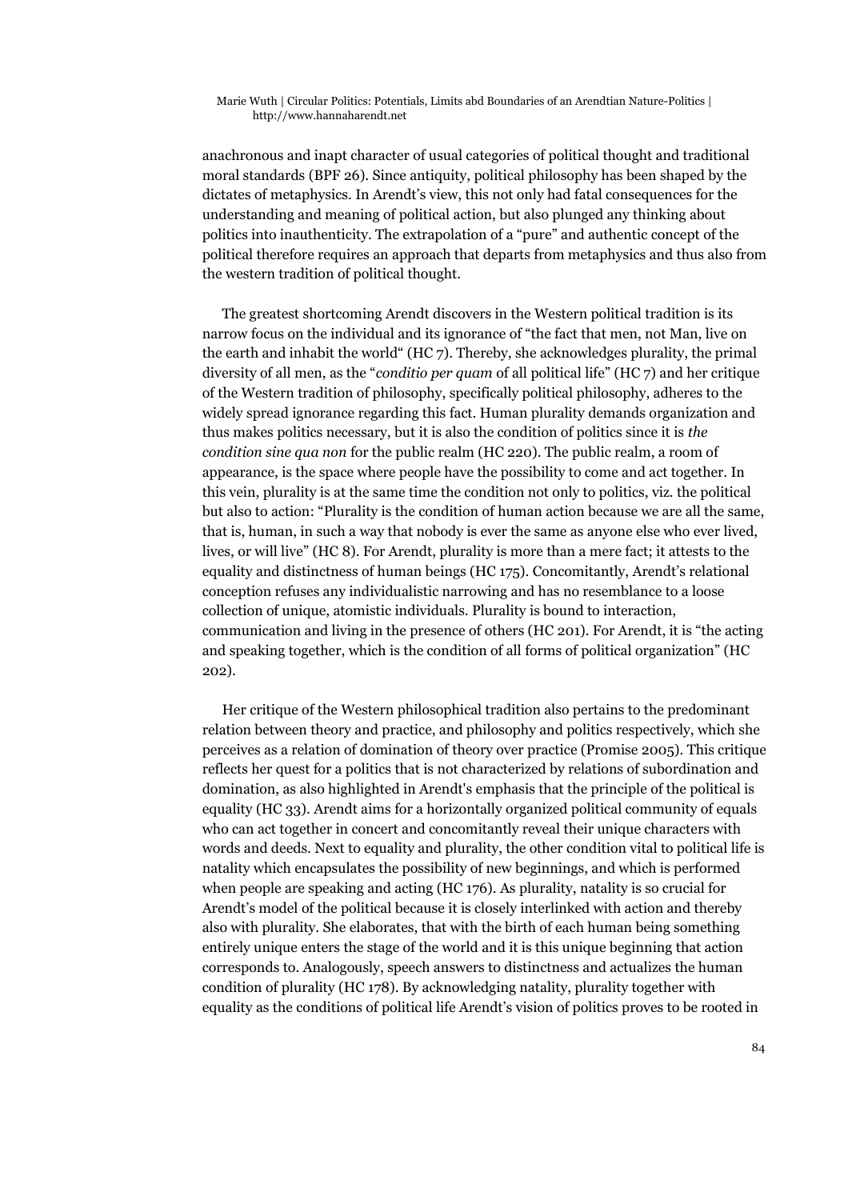anachronous and inapt character of usual categories of political thought and traditional moral standards (BPF 26). Since antiquity, political philosophy has been shaped by the dictates of metaphysics. In Arendt's view, this not only had fatal consequences for the understanding and meaning of political action, but also plunged any thinking about politics into inauthenticity. The extrapolation of a "pure" and authentic concept of the political therefore requires an approach that departs from metaphysics and thus also from the western tradition of political thought.

The greatest shortcoming Arendt discovers in the Western political tradition is its narrow focus on the individual and its ignorance of "the fact that men, not Man, live on the earth and inhabit the world" (HC 7). Thereby, she acknowledges plurality, the primal diversity of all men, as the "*conditio per quam* of all political life" (HC 7) and her critique of the Western tradition of philosophy, specifically political philosophy, adheres to the widely spread ignorance regarding this fact. Human plurality demands organization and thus makes politics necessary, but it is also the condition of politics since it is *the condition sine qua non* for the public realm (HC 220). The public realm, a room of appearance, is the space where people have the possibility to come and act together. In this vein, plurality is at the same time the condition not only to politics, viz. the political but also to action: "Plurality is the condition of human action because we are all the same, that is, human, in such a way that nobody is ever the same as anyone else who ever lived, lives, or will live" (HC 8). For Arendt, plurality is more than a mere fact; it attests to the equality and distinctness of human beings (HC 175). Concomitantly, Arendt's relational conception refuses any individualistic narrowing and has no resemblance to a loose collection of unique, atomistic individuals. Plurality is bound to interaction, communication and living in the presence of others (HC 201). For Arendt, it is "the acting and speaking together, which is the condition of all forms of political organization" (HC 202).

Her critique of the Western philosophical tradition also pertains to the predominant relation between theory and practice, and philosophy and politics respectively, which she perceives as a relation of domination of theory over practice (Promise 2005). This critique reflects her quest for a politics that is not characterized by relations of subordination and domination, as also highlighted in Arendt's emphasis that the principle of the political is equality (HC 33). Arendt aims for a horizontally organized political community of equals who can act together in concert and concomitantly reveal their unique characters with words and deeds. Next to equality and plurality, the other condition vital to political life is natality which encapsulates the possibility of new beginnings, and which is performed when people are speaking and acting (HC 176). As plurality, natality is so crucial for Arendt's model of the political because it is closely interlinked with action and thereby also with plurality. She elaborates, that with the birth of each human being something entirely unique enters the stage of the world and it is this unique beginning that action corresponds to. Analogously, speech answers to distinctness and actualizes the human condition of plurality (HC 178). By acknowledging natality, plurality together with equality as the conditions of political life Arendt's vision of politics proves to be rooted in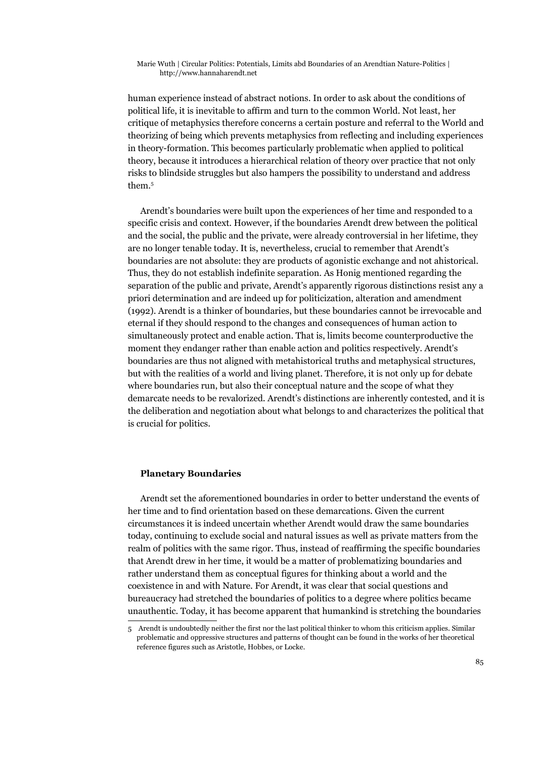human experience instead of abstract notions. In order to ask about the conditions of political life, it is inevitable to affirm and turn to the common World. Not least, her critique of metaphysics therefore concerns a certain posture and referral to the World and theorizing of being which prevents metaphysics from reflecting and including experiences in theory-formation. This becomes particularly problematic when applied to political theory, because it introduces a hierarchical relation of theory over practice that not only risks to blindside struggles but also hampers the possibility to understand and address them.[5]

Arendt's boundaries were built upon the experiences of her time and responded to a specific crisis and context. However, if the boundaries Arendt drew between the political and the social, the public and the private, were already controversial in her lifetime, they are no longer tenable today. It is, nevertheless, crucial to remember that Arendt's boundaries are not absolute: they are products of agonistic exchange and not ahistorical. Thus, they do not establish indefinite separation. As Honig mentioned regarding the separation of the public and private, Arendt's apparently rigorous distinctions resist any a priori determination and are indeed up for politicization, alteration and amendment (1992). Arendt is a thinker of boundaries, but these boundaries cannot be irrevocable and eternal if they should respond to the changes and consequences of human action to simultaneously protect and enable action. That is, limits become counterproductive the moment they endanger rather than enable action and politics respectively. Arendt's boundaries are thus not aligned with metahistorical truths and metaphysical structures, but with the realities of a world and living planet. Therefore, it is not only up for debate where boundaries run, but also their conceptual nature and the scope of what they demarcate needs to be revalorized. Arendt's distinctions are inherently contested, and it is the deliberation and negotiation about what belongs to and characterizes the political that is crucial for politics.

### Planetary Boundaries

Arendt set the aforementioned boundaries in order to better understand the events of her time and to find orientation based on these demarcations. Given the current circumstances it is indeed uncertain whether Arendt would draw the same boundaries today, continuing to exclude social and natural issues as well as private matters from the realm of politics with the same rigor. Thus, instead of reaffirming the specific boundaries that Arendt drew in her time, it would be a matter of problematizing boundaries and rather understand them as conceptual figures for thinking about a world and the coexistence in and with Nature. For Arendt, it was clear that social questions and bureaucracy had stretched the boundaries of politics to a degree where politics became unauthentic. Today, it has become apparent that humankind is stretching the boundaries

5 Arendt is undoubtedly neither the first nor the last political thinker to whom this criticism applies. Similar problematic and oppressive structures and patterns of thought can be found in the works of her theoretical reference figures such as Aristotle, Hobbes, or Locke.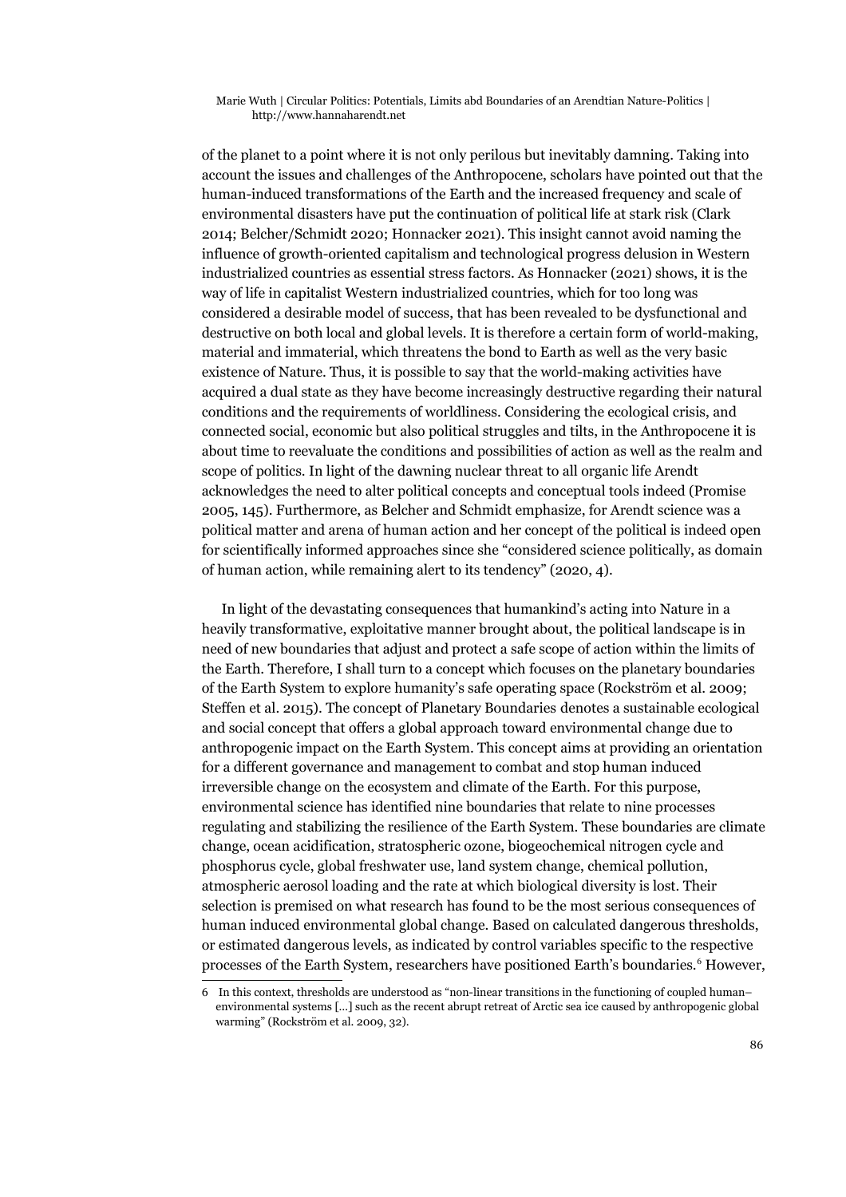of the planet to a point where it is not only perilous but inevitably damning. Taking into account the issues and challenges of the Anthropocene, scholars have pointed out that the human-induced transformations of the Earth and the increased frequency and scale of environmental disasters have put the continuation of political life at stark risk (Clark 2014; Belcher/Schmidt 2020; Honnacker 2021). This insight cannot avoid naming the influence of growth-oriented capitalism and technological progress delusion in Western industrialized countries as essential stress factors. As Honnacker (2021) shows, it is the way of life in capitalist Western industrialized countries, which for too long was considered a desirable model of success, that has been revealed to be dysfunctional and destructive on both local and global levels. It is therefore a certain form of world-making, material and immaterial, which threatens the bond to Earth as well as the very basic existence of Nature. Thus, it is possible to say that the world-making activities have acquired a dual state as they have become increasingly destructive regarding their natural conditions and the requirements of worldliness. Considering the ecological crisis, and connected social, economic but also political struggles and tilts, in the Anthropocene it is about time to reevaluate the conditions and possibilities of action as well as the realm and scope of politics. In light of the dawning nuclear threat to all organic life Arendt acknowledges the need to alter political concepts and conceptual tools indeed (Promise 2005, 145). Furthermore, as Belcher and Schmidt emphasize, for Arendt science was a political matter and arena of human action and her concept of the political is indeed open for scientifically informed approaches since she "considered science politically, as domain of human action, while remaining alert to its tendency" (2020, 4).

In light of the devastating consequences that humankind's acting into Nature in a heavily transformative, exploitative manner brought about, the political landscape is in need of new boundaries that adjust and protect a safe scope of action within the limits of the Earth. Therefore, I shall turn to a concept which focuses on the planetary boundaries of the Earth System to explore humanity's safe operating space (Rockström et al. 2009; Steffen et al. 2015). The concept of Planetary Boundaries denotes a sustainable ecological and social concept that offers a global approach toward environmental change due to anthropogenic impact on the Earth System. This concept aims at providing an orientation for a different governance and management to combat and stop human induced irreversible change on the ecosystem and climate of the Earth. For this purpose, environmental science has identified nine boundaries that relate to nine processes regulating and stabilizing the resilience of the Earth System. These boundaries are climate change, ocean acidification, stratospheric ozone, biogeochemical nitrogen cycle and phosphorus cycle, global freshwater use, land system change, chemical pollution, atmospheric aerosol loading and the rate at which biological diversity is lost. Their selection is premised on what research has found to be the most serious consequences of human induced environmental global change. Based on calculated dangerous thresholds, or estimated dangerous levels, as indicated by control variables specific to the respective processes of the Earth System, researchers have positioned Earth's boundaries.[6] However,

6 In this context, thresholds are understood as "non-linear transitions in the functioning of coupled human–environmental systems […] such as the recent abrupt retreat of Arctic sea ice caused by anthropogenic global warming" (Rockström et al. 2009, 32).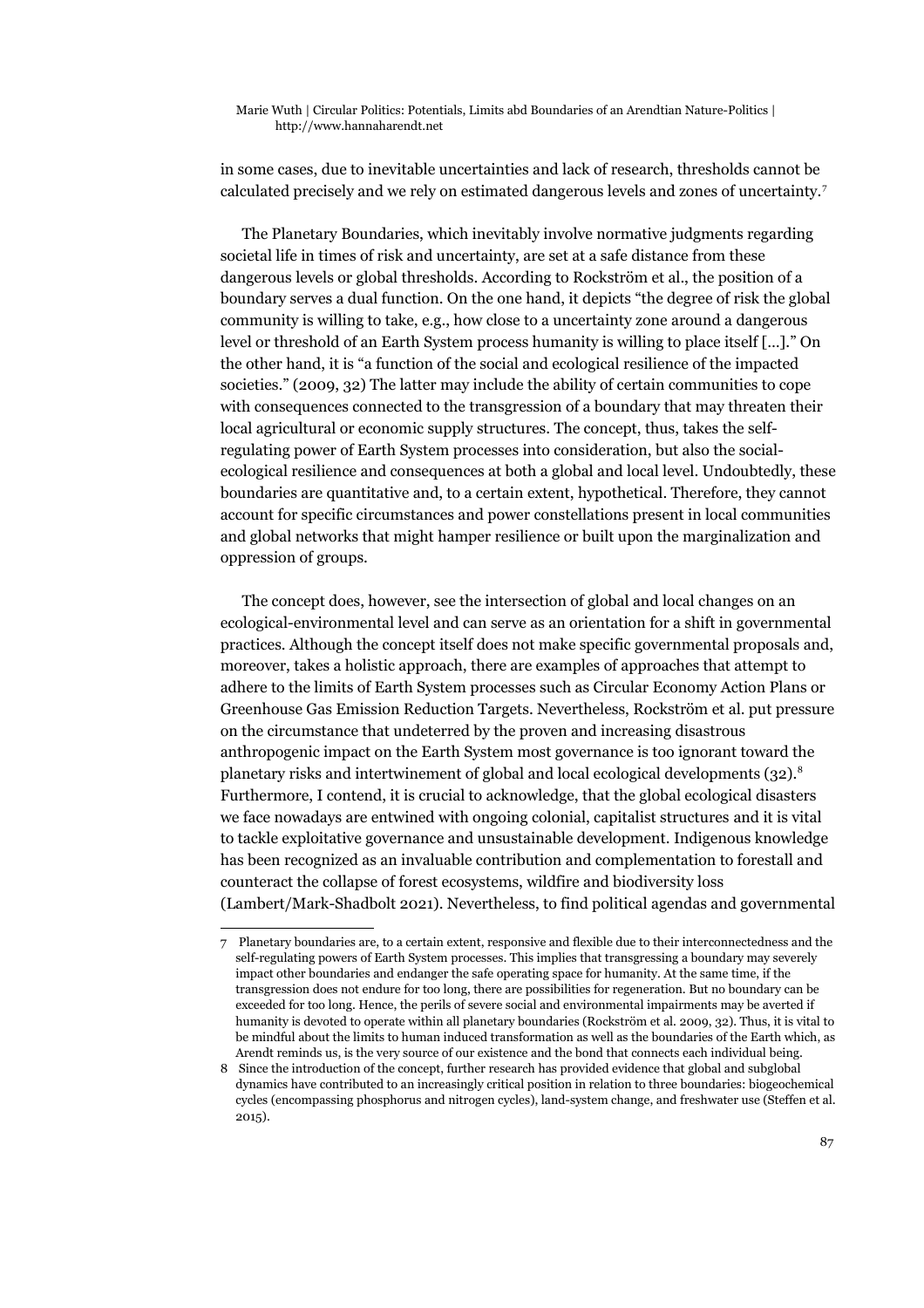in some cases, due to inevitable uncertainties and lack of research, thresholds cannot be calculated precisely and we rely on estimated dangerous levels and zones of uncertainty.[7]

The Planetary Boundaries, which inevitably involve normative judgments regarding societal life in times of risk and uncertainty, are set at a safe distance from these dangerous levels or global thresholds. According to Rockström et al., the position of a boundary serves a dual function. On the one hand, it depicts "the degree of risk the global community is willing to take, e.g., how close to a uncertainty zone around a dangerous level or threshold of an Earth System process humanity is willing to place itself [...]." On the other hand, it is "a function of the social and ecological resilience of the impacted societies." (2009, 32) The latter may include the ability of certain communities to cope with consequences connected to the transgression of a boundary that may threaten their local agricultural or economic supply structures. The concept, thus, takes the self-regulating power of Earth System processes into consideration, but also the social-ecological resilience and consequences at both a global and local level. Undoubtedly, these boundaries are quantitative and, to a certain extent, hypothetical. Therefore, they cannot account for specific circumstances and power constellations present in local communities and global networks that might hamper resilience or built upon the marginalization and oppression of groups.

The concept does, however, see the intersection of global and local changes on an ecological-environmental level and can serve as an orientation for a shift in governmental practices. Although the concept itself does not make specific governmental proposals and, moreover, takes a holistic approach, there are examples of approaches that attempt to adhere to the limits of Earth System processes such as Circular Economy Action Plans or Greenhouse Gas Emission Reduction Targets. Nevertheless, Rockström et al. put pressure on the circumstance that undeterred by the proven and increasing disastrous anthropogenic impact on the Earth System most governance is too ignorant toward the planetary risks and intertwinement of global and local ecological developments (32).[8] Furthermore, I contend, it is crucial to acknowledge, that the global ecological disasters we face nowadays are entwined with ongoing colonial, capitalist structures and it is vital to tackle exploitative governance and unsustainable development. Indigenous knowledge has been recognized as an invaluable contribution and complementation to forestall and counteract the collapse of forest ecosystems, wildfire and biodiversity loss (Lambert/Mark-Shadbolt 2021). Nevertheless, to find political agendas and governmental

---

7 Planetary boundaries are, to a certain extent, responsive and flexible due to their interconnectedness and the self-regulating powers of Earth System processes. This implies that transgressing a boundary may severely impact other boundaries and endanger the safe operating space for humanity. At the same time, if the transgression does not endure for too long, there are possibilities for regeneration. But no boundary can be exceeded for too long. Hence, the perils of severe social and environmental impairments may be averted if humanity is devoted to operate within all planetary boundaries (Rockström et al. 2009, 32). Thus, it is vital to be mindful about the limits to human induced transformation as well as the boundaries of the Earth which, as Arendt reminds us, is the very source of our existence and the bond that connects each individual being.

8 Since the introduction of the concept, further research has provided evidence that global and subglobal dynamics have contributed to an increasingly critical position in relation to three boundaries: biogeochemical cycles (encompassing phosphorus and nitrogen cycles), land-system change, and freshwater use (Steffen et al. 2015).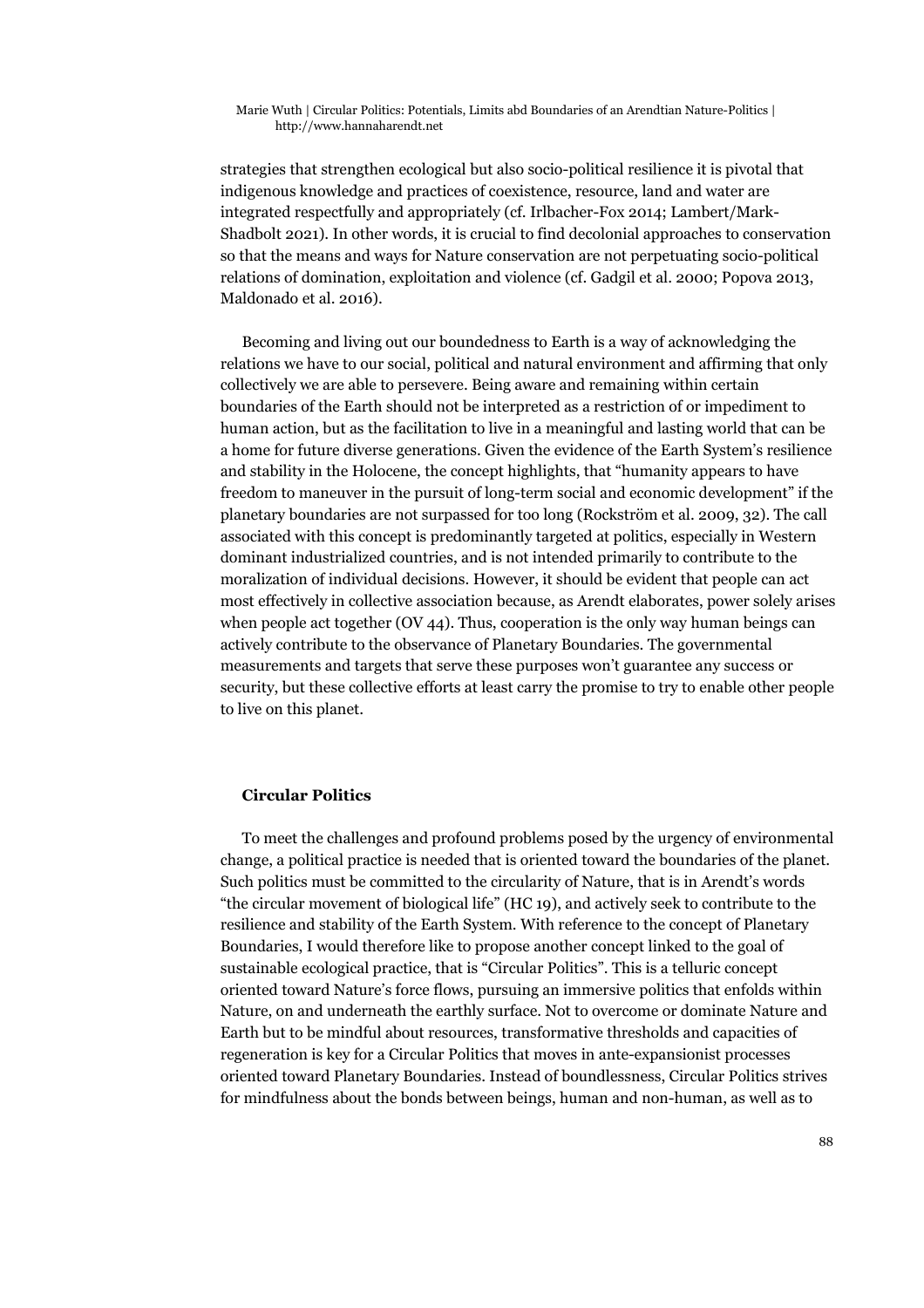strategies that strengthen ecological but also socio-political resilience it is pivotal that indigenous knowledge and practices of coexistence, resource, land and water are integrated respectfully and appropriately (cf. Irlbacher-Fox 2014; Lambert/Mark-Shadbolt 2021). In other words, it is crucial to find decolonial approaches to conservation so that the means and ways for Nature conservation are not perpetuating socio-political relations of domination, exploitation and violence (cf. Gadgil et al. 2000; Popova 2013, Maldonado et al. 2016).

Becoming and living out our boundedness to Earth is a way of acknowledging the relations we have to our social, political and natural environment and affirming that only collectively we are able to persevere. Being aware and remaining within certain boundaries of the Earth should not be interpreted as a restriction of or impediment to human action, but as the facilitation to live in a meaningful and lasting world that can be a home for future diverse generations. Given the evidence of the Earth System's resilience and stability in the Holocene, the concept highlights, that "humanity appears to have freedom to maneuver in the pursuit of long-term social and economic development" if the planetary boundaries are not surpassed for too long (Rockström et al. 2009, 32). The call associated with this concept is predominantly targeted at politics, especially in Western dominant industrialized countries, and is not intended primarily to contribute to the moralization of individual decisions. However, it should be evident that people can act most effectively in collective association because, as Arendt elaborates, power solely arises when people act together (OV 44). Thus, cooperation is the only way human beings can actively contribute to the observance of Planetary Boundaries. The governmental measurements and targets that serve these purposes won't guarantee any success or security, but these collective efforts at least carry the promise to try to enable other people to live on this planet.

## Circular Politics

To meet the challenges and profound problems posed by the urgency of environmental change, a political practice is needed that is oriented toward the boundaries of the planet. Such politics must be committed to the circularity of Nature, that is in Arendt's words "the circular movement of biological life" (HC 19), and actively seek to contribute to the resilience and stability of the Earth System. With reference to the concept of Planetary Boundaries, I would therefore like to propose another concept linked to the goal of sustainable ecological practice, that is "Circular Politics". This is a telluric concept oriented toward Nature's force flows, pursuing an immersive politics that enfolds within Nature, on and underneath the earthly surface. Not to overcome or dominate Nature and Earth but to be mindful about resources, transformative thresholds and capacities of regeneration is key for a Circular Politics that moves in ante-expansionist processes oriented toward Planetary Boundaries. Instead of boundlessness, Circular Politics strives for mindfulness about the bonds between beings, human and non-human, as well as to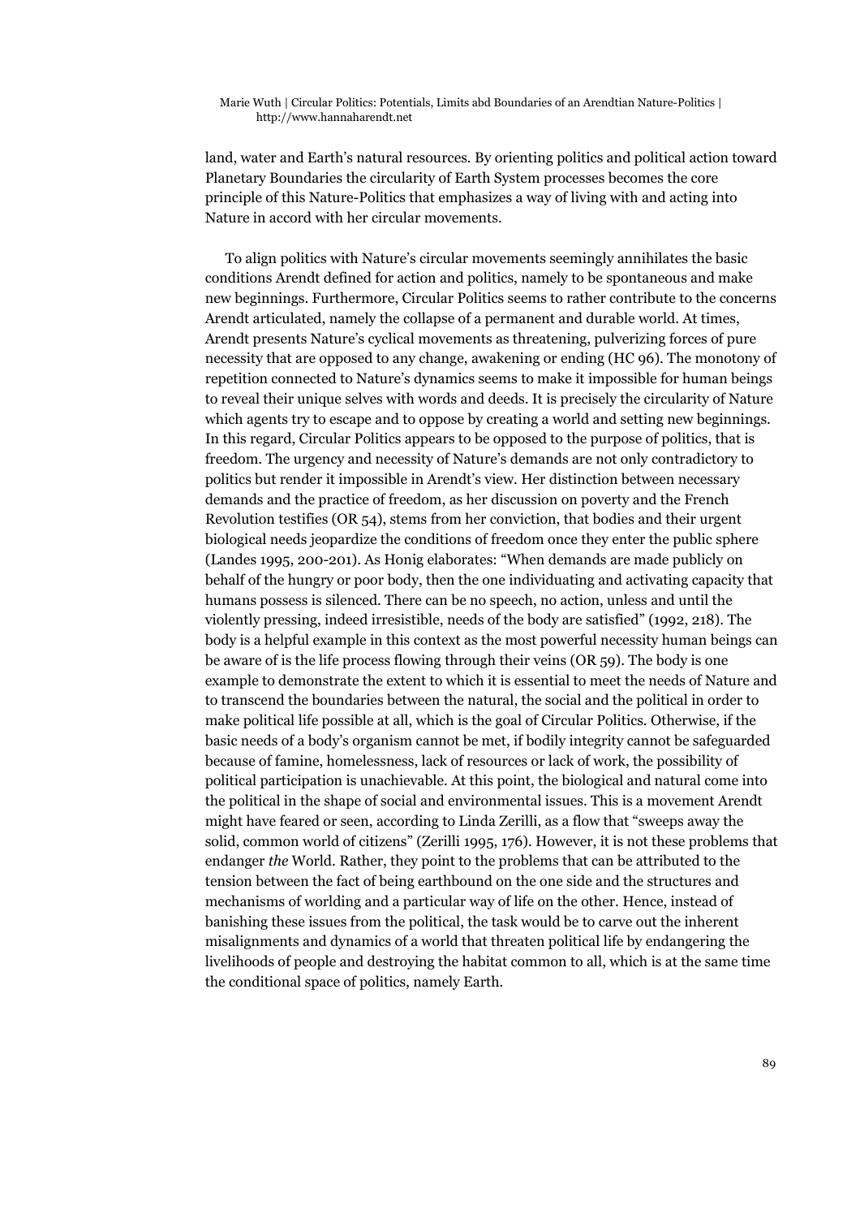land, water and Earth's natural resources. By orienting politics and political action toward Planetary Boundaries the circularity of Earth System processes becomes the core principle of this Nature-Politics that emphasizes a way of living with and acting into Nature in accord with her circular movements.

To align politics with Nature's circular movements seemingly annihilates the basic conditions Arendt defined for action and politics, namely to be spontaneous and make new beginnings. Furthermore, Circular Politics seems to rather contribute to the concerns Arendt articulated, namely the collapse of a permanent and durable world. At times, Arendt presents Nature's cyclical movements as threatening, pulverizing forces of pure necessity that are opposed to any change, awakening or ending (HC 96). The monotony of repetition connected to Nature's dynamics seems to make it impossible for human beings to reveal their unique selves with words and deeds. It is precisely the circularity of Nature which agents try to escape and to oppose by creating a world and setting new beginnings. In this regard, Circular Politics appears to be opposed to the purpose of politics, that is freedom. The urgency and necessity of Nature's demands are not only contradictory to politics but render it impossible in Arendt's view. Her distinction between necessary demands and the practice of freedom, as her discussion on poverty and the French Revolution testifies (OR 54), stems from her conviction, that bodies and their urgent biological needs jeopardize the conditions of freedom once they enter the public sphere (Landes 1995, 200-201). As Honig elaborates: "When demands are made publicly on behalf of the hungry or poor body, then the one individuating and activating capacity that humans possess is silenced. There can be no speech, no action, unless and until the violently pressing, indeed irresistible, needs of the body are satisfied" (1992, 218). The body is a helpful example in this context as the most powerful necessity human beings can be aware of is the life process flowing through their veins (OR 59). The body is one example to demonstrate the extent to which it is essential to meet the needs of Nature and to transcend the boundaries between the natural, the social and the political in order to make political life possible at all, which is the goal of Circular Politics. Otherwise, if the basic needs of a body's organism cannot be met, if bodily integrity cannot be safeguarded because of famine, homelessness, lack of resources or lack of work, the possibility of political participation is unachievable. At this point, the biological and natural come into the political in the shape of social and environmental issues. This is a movement Arendt might have feared or seen, according to Linda Zerilli, as a flow that "sweeps away the solid, common world of citizens" (Zerilli 1995, 176). However, it is not these problems that endanger *the* World. Rather, they point to the problems that can be attributed to the tension between the fact of being earthbound on the one side and the structures and mechanisms of worlding and a particular way of life on the other. Hence, instead of banishing these issues from the political, the task would be to carve out the inherent misalignments and dynamics of a world that threaten political life by endangering the livelihoods of people and destroying the habitat common to all, which is at the same time the conditional space of politics, namely Earth.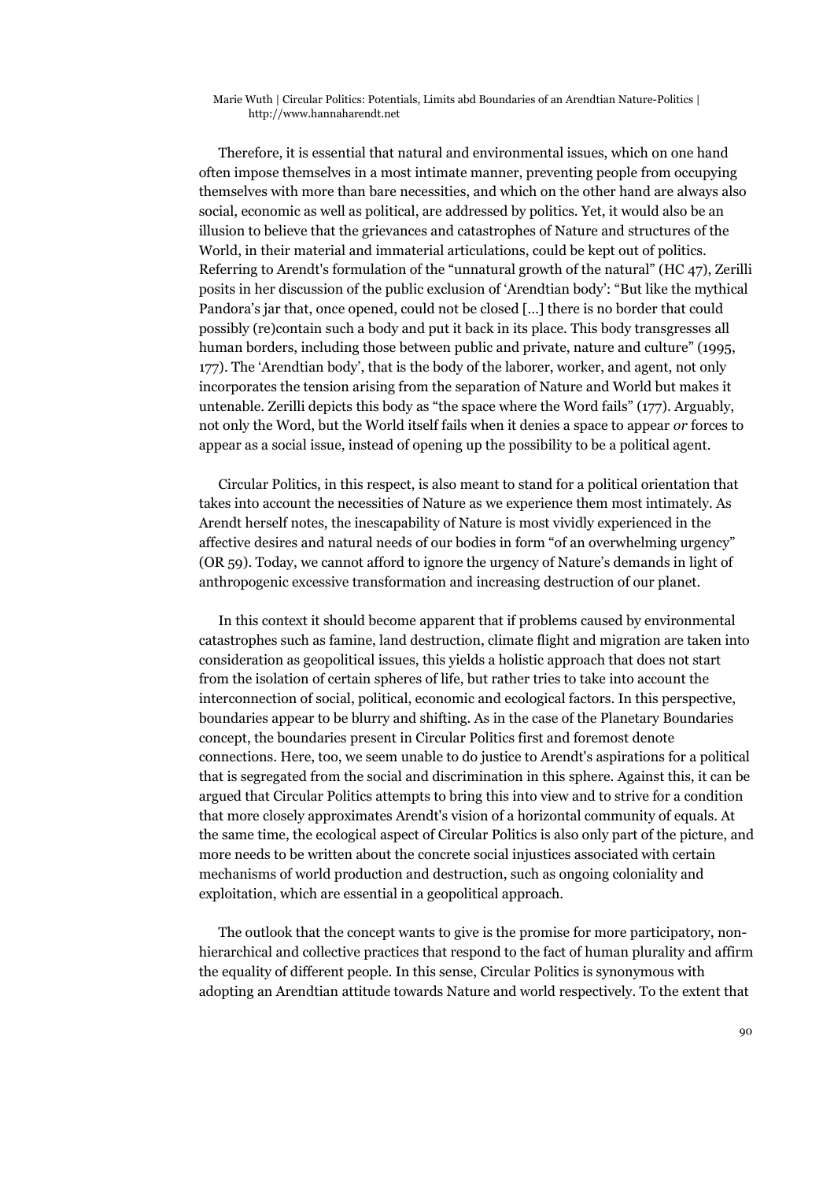Therefore, it is essential that natural and environmental issues, which on one hand often impose themselves in a most intimate manner, preventing people from occupying themselves with more than bare necessities, and which on the other hand are always also social, economic as well as political, are addressed by politics. Yet, it would also be an illusion to believe that the grievances and catastrophes of Nature and structures of the World, in their material and immaterial articulations, could be kept out of politics. Referring to Arendt's formulation of the "unnatural growth of the natural" (HC 47), Zerilli posits in her discussion of the public exclusion of 'Arendtian body': "But like the mythical Pandora's jar that, once opened, could not be closed [...] there is no border that could possibly (re)contain such a body and put it back in its place. This body transgresses all human borders, including those between public and private, nature and culture" (1995, 177). The 'Arendtian body', that is the body of the laborer, worker, and agent, not only incorporates the tension arising from the separation of Nature and World but makes it untenable. Zerilli depicts this body as "the space where the Word fails" (177). Arguably, not only the Word, but the World itself fails when it denies a space to appear *or* forces to appear as a social issue, instead of opening up the possibility to be a political agent.

Circular Politics, in this respect, is also meant to stand for a political orientation that takes into account the necessities of Nature as we experience them most intimately. As Arendt herself notes, the inescapability of Nature is most vividly experienced in the affective desires and natural needs of our bodies in form "of an overwhelming urgency" (OR 59). Today, we cannot afford to ignore the urgency of Nature's demands in light of anthropogenic excessive transformation and increasing destruction of our planet.

In this context it should become apparent that if problems caused by environmental catastrophes such as famine, land destruction, climate flight and migration are taken into consideration as geopolitical issues, this yields a holistic approach that does not start from the isolation of certain spheres of life, but rather tries to take into account the interconnection of social, political, economic and ecological factors. In this perspective, boundaries appear to be blurry and shifting. As in the case of the Planetary Boundaries concept, the boundaries present in Circular Politics first and foremost denote connections. Here, too, we seem unable to do justice to Arendt's aspirations for a political that is segregated from the social and discrimination in this sphere. Against this, it can be argued that Circular Politics attempts to bring this into view and to strive for a condition that more closely approximates Arendt's vision of a horizontal community of equals. At the same time, the ecological aspect of Circular Politics is also only part of the picture, and more needs to be written about the concrete social injustices associated with certain mechanisms of world production and destruction, such as ongoing coloniality and exploitation, which are essential in a geopolitical approach.

The outlook that the concept wants to give is the promise for more participatory, non-hierarchical and collective practices that respond to the fact of human plurality and affirm the equality of different people. In this sense, Circular Politics is synonymous with adopting an Arendtian attitude towards Nature and world respectively. To the extent that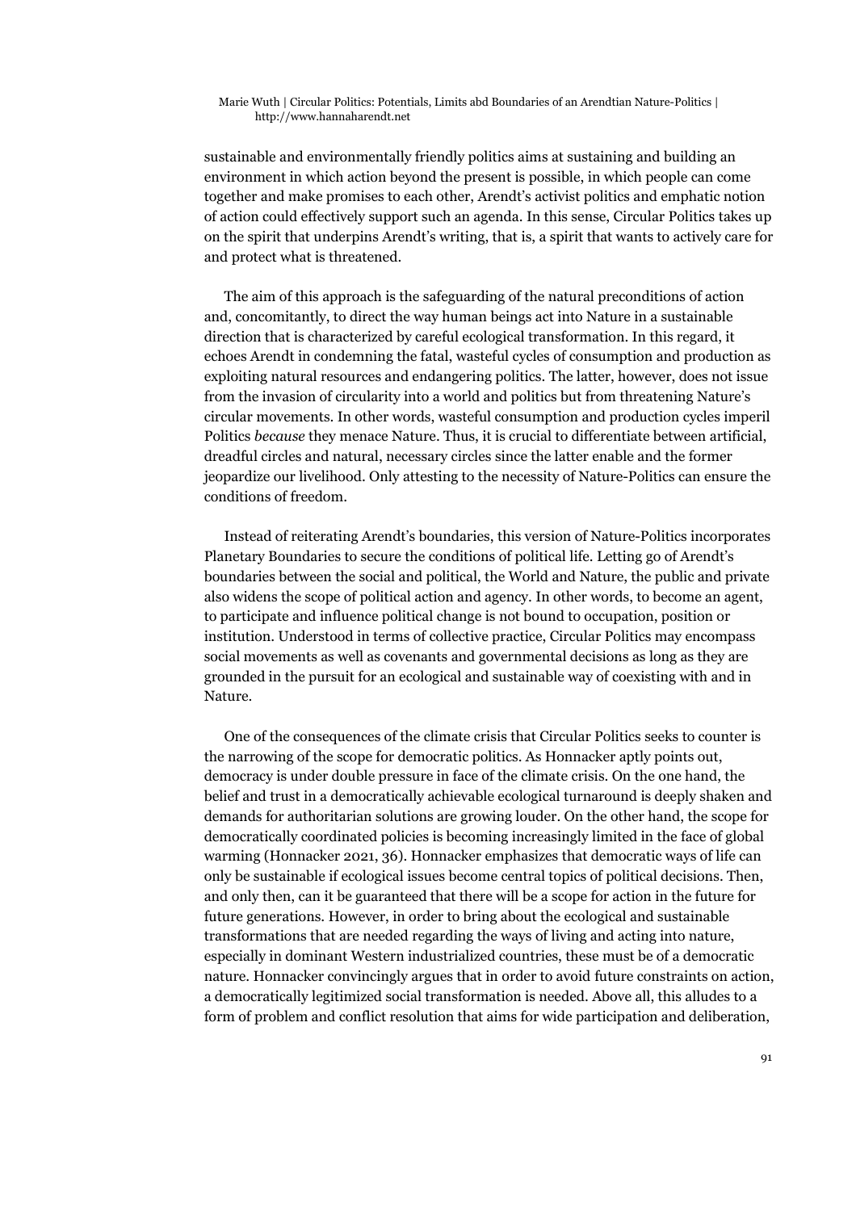sustainable and environmentally friendly politics aims at sustaining and building an environment in which action beyond the present is possible, in which people can come together and make promises to each other, Arendt's activist politics and emphatic notion of action could effectively support such an agenda. In this sense, Circular Politics takes up on the spirit that underpins Arendt's writing, that is, a spirit that wants to actively care for and protect what is threatened.

The aim of this approach is the safeguarding of the natural preconditions of action and, concomitantly, to direct the way human beings act into Nature in a sustainable direction that is characterized by careful ecological transformation. In this regard, it echoes Arendt in condemning the fatal, wasteful cycles of consumption and production as exploiting natural resources and endangering politics. The latter, however, does not issue from the invasion of circularity into a world and politics but from threatening Nature's circular movements. In other words, wasteful consumption and production cycles imperil Politics *because* they menace Nature. Thus, it is crucial to differentiate between artificial, dreadful circles and natural, necessary circles since the latter enable and the former jeopardize our livelihood. Only attesting to the necessity of Nature-Politics can ensure the conditions of freedom.

Instead of reiterating Arendt's boundaries, this version of Nature-Politics incorporates Planetary Boundaries to secure the conditions of political life. Letting go of Arendt's boundaries between the social and political, the World and Nature, the public and private also widens the scope of political action and agency. In other words, to become an agent, to participate and influence political change is not bound to occupation, position or institution. Understood in terms of collective practice, Circular Politics may encompass social movements as well as covenants and governmental decisions as long as they are grounded in the pursuit for an ecological and sustainable way of coexisting with and in Nature.

One of the consequences of the climate crisis that Circular Politics seeks to counter is the narrowing of the scope for democratic politics. As Honnacker aptly points out, democracy is under double pressure in face of the climate crisis. On the one hand, the belief and trust in a democratically achievable ecological turnaround is deeply shaken and demands for authoritarian solutions are growing louder. On the other hand, the scope for democratically coordinated policies is becoming increasingly limited in the face of global warming (Honnacker 2021, 36). Honnacker emphasizes that democratic ways of life can only be sustainable if ecological issues become central topics of political decisions. Then, and only then, can it be guaranteed that there will be a scope for action in the future for future generations. However, in order to bring about the ecological and sustainable transformations that are needed regarding the ways of living and acting into nature, especially in dominant Western industrialized countries, these must be of a democratic nature. Honnacker convincingly argues that in order to avoid future constraints on action, a democratically legitimized social transformation is needed. Above all, this alludes to a form of problem and conflict resolution that aims for wide participation and deliberation,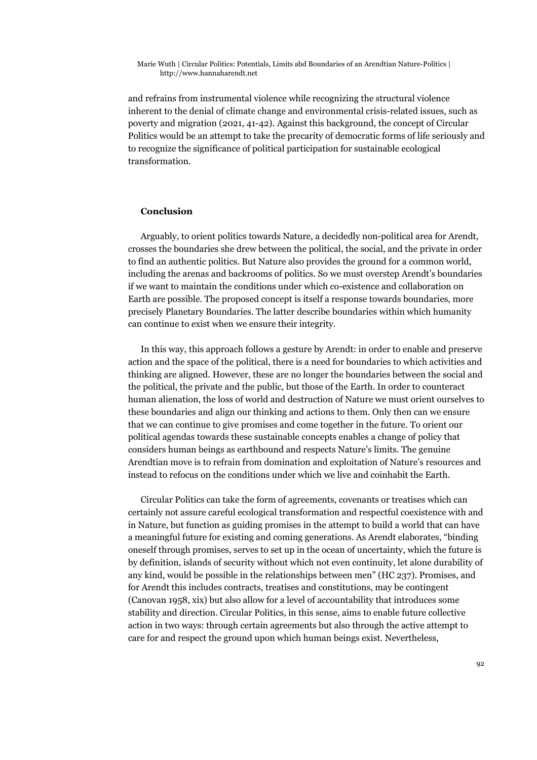and refrains from instrumental violence while recognizing the structural violence inherent to the denial of climate change and environmental crisis-related issues, such as poverty and migration (2021, 41-42). Against this background, the concept of Circular Politics would be an attempt to take the precarity of democratic forms of life seriously and to recognize the significance of political participation for sustainable ecological transformation.

## Conclusion

Arguably, to orient politics towards Nature, a decidedly non-political area for Arendt, crosses the boundaries she drew between the political, the social, and the private in order to find an authentic politics. But Nature also provides the ground for a common world, including the arenas and backrooms of politics. So we must overstep Arendt's boundaries if we want to maintain the conditions under which co-existence and collaboration on Earth are possible. The proposed concept is itself a response towards boundaries, more precisely Planetary Boundaries. The latter describe boundaries within which humanity can continue to exist when we ensure their integrity.

In this way, this approach follows a gesture by Arendt: in order to enable and preserve action and the space of the political, there is a need for boundaries to which activities and thinking are aligned. However, these are no longer the boundaries between the social and the political, the private and the public, but those of the Earth. In order to counteract human alienation, the loss of world and destruction of Nature we must orient ourselves to these boundaries and align our thinking and actions to them. Only then can we ensure that we can continue to give promises and come together in the future. To orient our political agendas towards these sustainable concepts enables a change of policy that considers human beings as earthbound and respects Nature's limits. The genuine Arendtian move is to refrain from domination and exploitation of Nature's resources and instead to refocus on the conditions under which we live and coinhabit the Earth.

Circular Politics can take the form of agreements, covenants or treatises which can certainly not assure careful ecological transformation and respectful coexistence with and in Nature, but function as guiding promises in the attempt to build a world that can have a meaningful future for existing and coming generations. As Arendt elaborates, "binding oneself through promises, serves to set up in the ocean of uncertainty, which the future is by definition, islands of security without which not even continuity, let alone durability of any kind, would be possible in the relationships between men" (HC 237). Promises, and for Arendt this includes contracts, treatises and constitutions, may be contingent (Canovan 1958, xix) but also allow for a level of accountability that introduces some stability and direction. Circular Politics, in this sense, aims to enable future collective action in two ways: through certain agreements but also through the active attempt to care for and respect the ground upon which human beings exist. Nevertheless,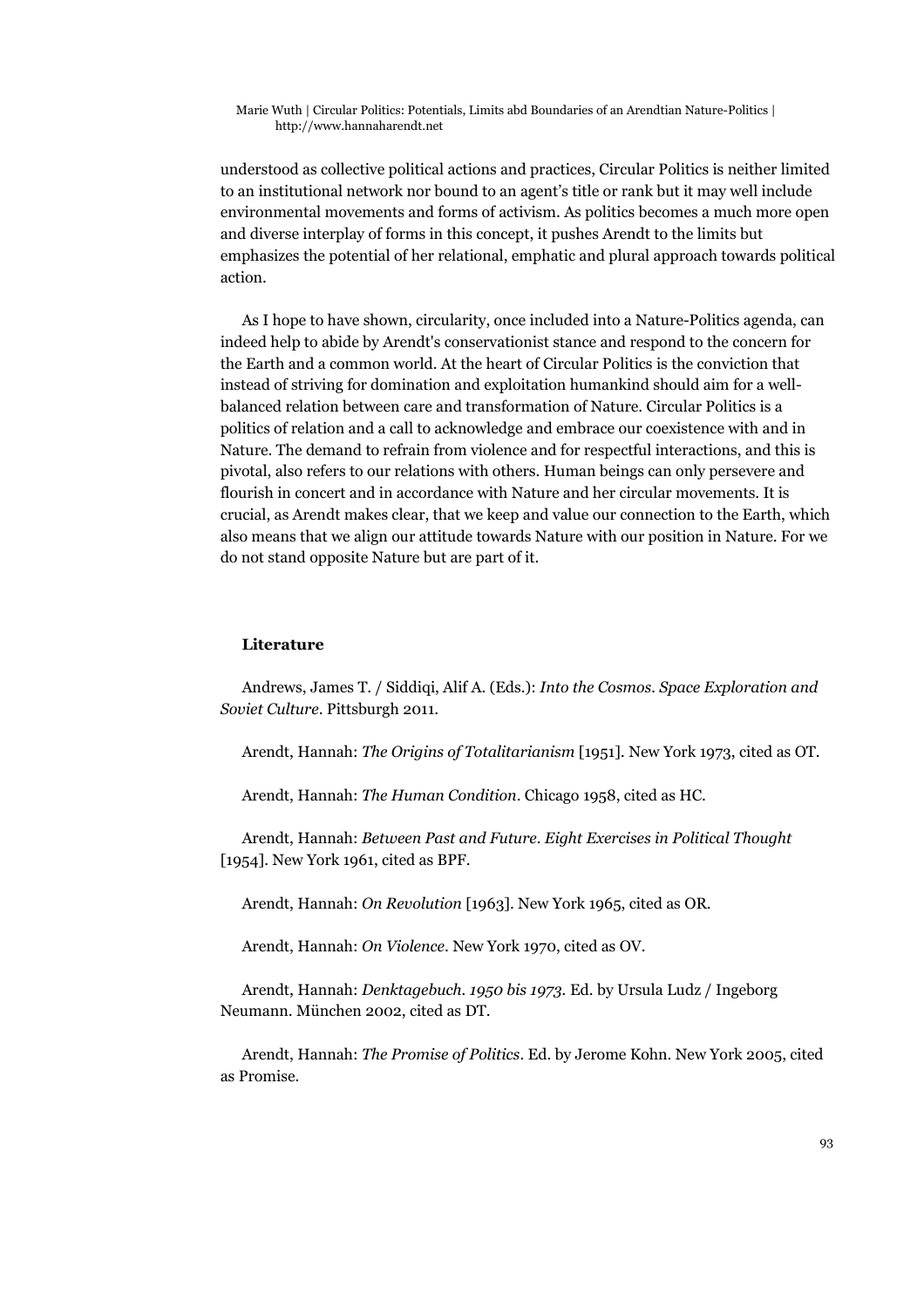understood as collective political actions and practices, Circular Politics is neither limited to an institutional network nor bound to an agent's title or rank but it may well include environmental movements and forms of activism. As politics becomes a much more open and diverse interplay of forms in this concept, it pushes Arendt to the limits but emphasizes the potential of her relational, emphatic and plural approach towards political action.

As I hope to have shown, circularity, once included into a Nature-Politics agenda, can indeed help to abide by Arendt's conservationist stance and respond to the concern for the Earth and a common world. At the heart of Circular Politics is the conviction that instead of striving for domination and exploitation humankind should aim for a well-balanced relation between care and transformation of Nature. Circular Politics is a politics of relation and a call to acknowledge and embrace our coexistence with and in Nature. The demand to refrain from violence and for respectful interactions, and this is pivotal, also refers to our relations with others. Human beings can only persevere and flourish in concert and in accordance with Nature and her circular movements. It is crucial, as Arendt makes clear, that we keep and value our connection to the Earth, which also means that we align our attitude towards Nature with our position in Nature. For we do not stand opposite Nature but are part of it.

**Literature**

Andrews, James T. / Siddiqi, Alif A. (Eds.): *Into the Cosmos. Space Exploration and Soviet Culture*. Pittsburgh 2011.

Arendt, Hannah: *The Origins of Totalitarianism* [1951]. New York 1973, cited as OT.

Arendt, Hannah: *The Human Condition*. Chicago 1958, cited as HC.

Arendt, Hannah: *Between Past and Future. Eight Exercises in Political Thought* [1954]. New York 1961, cited as BPF.

Arendt, Hannah: *On Revolution* [1963]. New York 1965, cited as OR.

Arendt, Hannah: *On Violence*. New York 1970, cited as OV.

Arendt, Hannah: *Denktagebuch. 1950 bis 1973*. Ed. by Ursula Ludz / Ingeborg Neumann. München 2002, cited as DT.

Arendt, Hannah: *The Promise of Politics*. Ed. by Jerome Kohn. New York 2005, cited as Promise.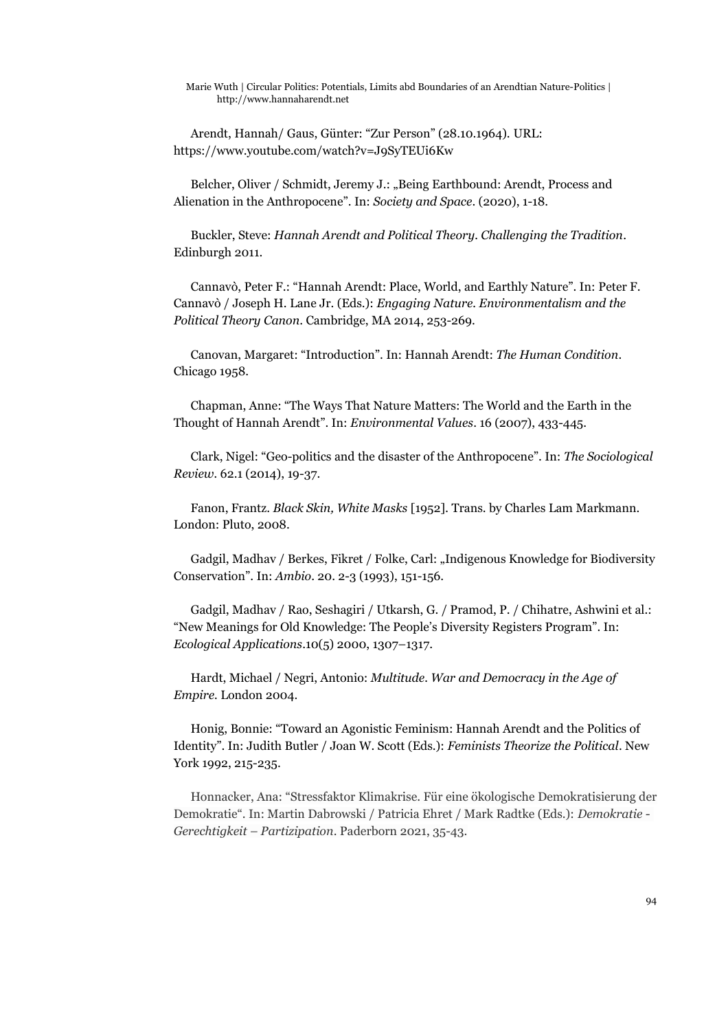Arendt, Hannah/ Gaus, Günter: "Zur Person" (28.10.1964). URL: https://www.youtube.com/watch?v=J9SyTEUi6Kw

Belcher, Oliver / Schmidt, Jeremy J.: „Being Earthbound: Arendt, Process and Alienation in the Anthropocene". In: *Society and Space*. (2020), 1-18.

Buckler, Steve: *Hannah Arendt and Political Theory. Challenging the Tradition*. Edinburgh 2011.

Cannavò, Peter F.: "Hannah Arendt: Place, World, and Earthly Nature". In: Peter F. Cannavò / Joseph H. Lane Jr. (Eds.): *Engaging Nature. Environmentalism and the Political Theory Canon*. Cambridge, MA 2014, 253-269.

Canovan, Margaret: "Introduction". In: Hannah Arendt: *The Human Condition*. Chicago 1958.

Chapman, Anne: "The Ways That Nature Matters: The World and the Earth in the Thought of Hannah Arendt". In: *Environmental Values*. 16 (2007), 433-445.

Clark, Nigel: "Geo-politics and the disaster of the Anthropocene". In: *The Sociological Review*. 62.1 (2014), 19-37.

Fanon, Frantz. *Black Skin, White Masks* [1952]. Trans. by Charles Lam Markmann. London: Pluto, 2008.

Gadgil, Madhav / Berkes, Fikret / Folke, Carl: „Indigenous Knowledge for Biodiversity Conservation". In: *Ambio*. 20. 2-3 (1993), 151-156.

Gadgil, Madhav / Rao, Seshagiri / Utkarsh, G. / Pramod, P. / Chihatre, Ashwini et al.: "New Meanings for Old Knowledge: The People's Diversity Registers Program". In: *Ecological Applications*.10(5) 2000, 1307–1317.

Hardt, Michael / Negri, Antonio: *Multitude. War and Democracy in the Age of Empire.* London 2004.

Honig, Bonnie: "Toward an Agonistic Feminism: Hannah Arendt and the Politics of Identity". In: Judith Butler / Joan W. Scott (Eds.): *Feminists Theorize the Political*. New York 1992, 215-235.

Honnacker, Ana: "Stressfaktor Klimakrise. Für eine ökologische Demokratisierung der Demokratie". In: Martin Dabrowski / Patricia Ehret / Mark Radtke (Eds.): *Demokratie - Gerechtigkeit – Partizipation*. Paderborn 2021, 35-43.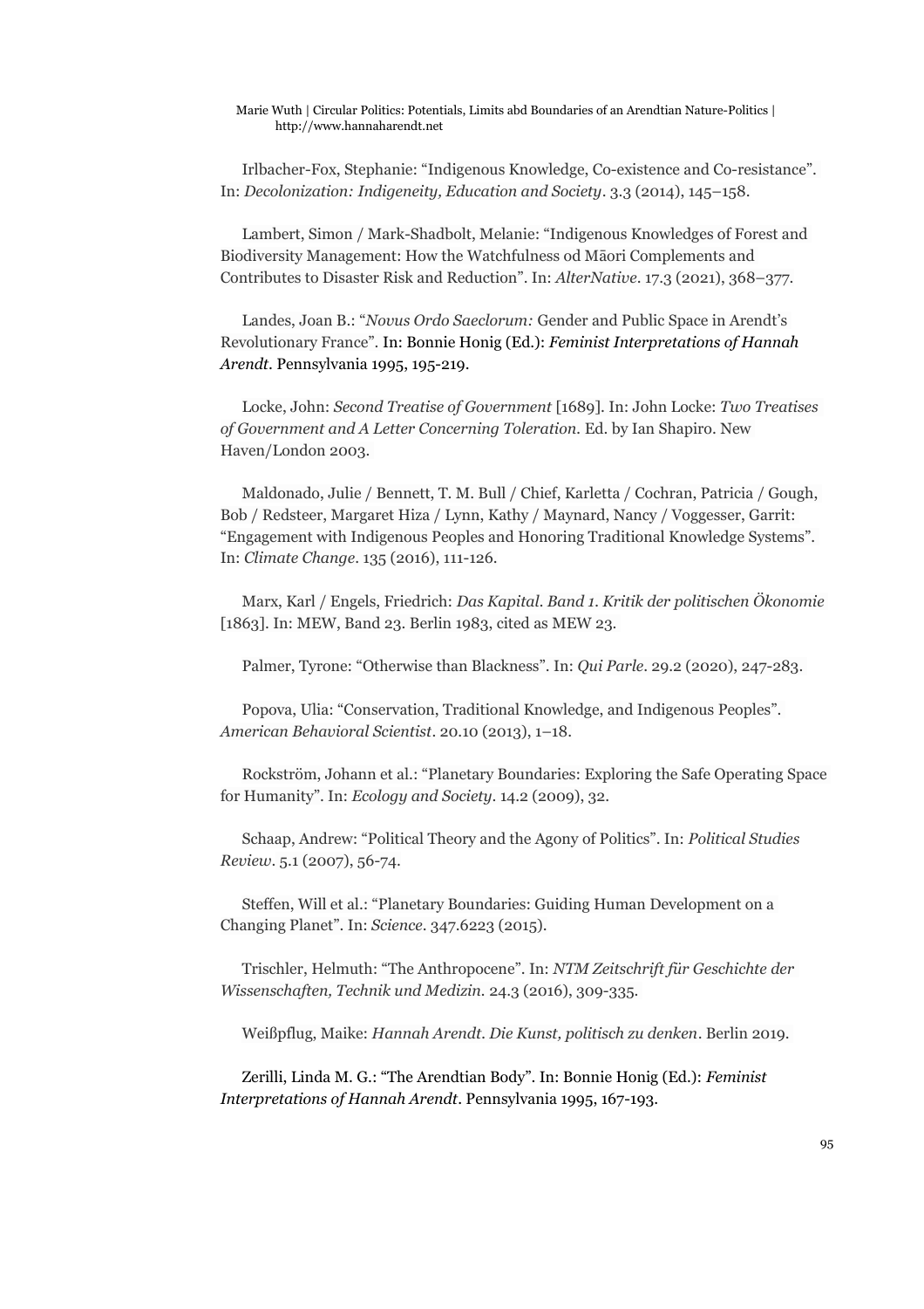Irlbacher-Fox, Stephanie: “Indigenous Knowledge, Co-existence and Co-resistance”. In: *Decolonization: Indigeneity, Education and Society*. 3.3 (2014), 145–158.

Lambert, Simon / Mark-Shadbolt, Melanie: “Indigenous Knowledges of Forest and Biodiversity Management: How the Watchfulness od Māori Complements and Contributes to Disaster Risk and Reduction”. In: *AlterNative*. 17.3 (2021), 368–377.

Landes, Joan B.: “*Novus Ordo Saeclorum:* Gender and Public Space in Arendt’s Revolutionary France”. In: Bonnie Honig (Ed.): *Feminist Interpretations of Hannah Arendt*. Pennsylvania 1995, 195-219.

Locke, John: *Second Treatise of Government* [1689]. In: John Locke: *Two Treatises of Government and A Letter Concerning Toleration.* Ed. by Ian Shapiro. New Haven/London 2003.

Maldonado, Julie / Bennett, T. M. Bull / Chief, Karletta / Cochran, Patricia / Gough, Bob / Redsteer, Margaret Hiza / Lynn, Kathy / Maynard, Nancy / Voggesser, Garrit: “Engagement with Indigenous Peoples and Honoring Traditional Knowledge Systems”. In: *Climate Change*. 135 (2016), 111-126.

Marx, Karl / Engels, Friedrich: *Das Kapital. Band 1. Kritik der politischen Ökonomie* [1863]. In: MEW, Band 23. Berlin 1983, cited as MEW 23.

Palmer, Tyrone: “Otherwise than Blackness”. In: *Qui Parle*. 29.2 (2020), 247-283.

Popova, Ulia: “Conservation, Traditional Knowledge, and Indigenous Peoples”. *American Behavioral Scientist*. 20.10 (2013), 1–18.

Rockström, Johann et al.: “Planetary Boundaries: Exploring the Safe Operating Space for Humanity”. In: *Ecology and Society*. 14.2 (2009), 32.

Schaap, Andrew: “Political Theory and the Agony of Politics”. In: *Political Studies Review*. 5.1 (2007), 56-74.

Steffen, Will et al.: “Planetary Boundaries: Guiding Human Development on a Changing Planet”. In: *Science*. 347.6223 (2015).

Trischler, Helmuth: “The Anthropocene”. In: *NTM Zeitschrift für Geschichte der Wissenschaften, Technik und Medizin.* 24.3 (2016), 309-335.

Weißpflug, Maike: *Hannah Arendt. Die Kunst, politisch zu denken*. Berlin 2019.

Zerilli, Linda M. G.: “The Arendtian Body”. In: Bonnie Honig (Ed.): *Feminist Interpretations of Hannah Arendt*. Pennsylvania 1995, 167-193.